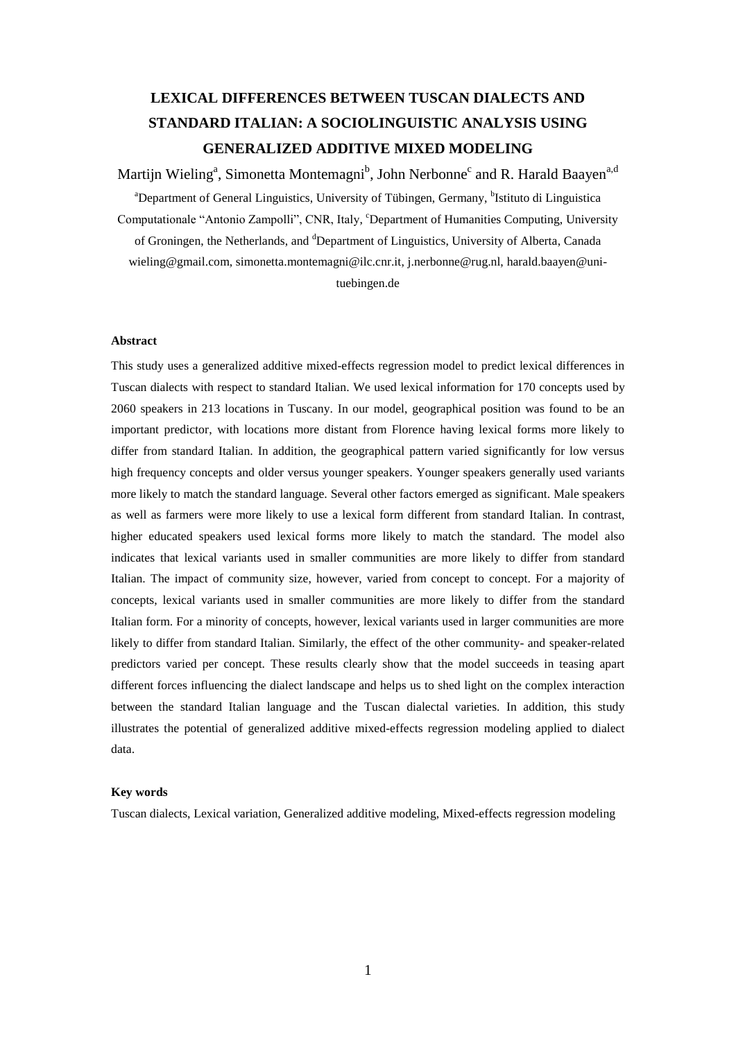# LEXICAL DIFFERENCES BETWEEN TUSCAN DIALECTS AND STANDARD ITALIAN: A SOCIOLINGUISTIC ANALYSIS USING GENERALIZED ADDITIVE MIXED MODELING

Martijn Wieling[a], Simonetta Montemagni[b], John Nerbonne[c] and R. Harald Baayen[a,d]

[a]Department of General Linguistics, University of Tübingen, Germany, [b]Istituto di Linguistica Computazionale "Antonio Zampolli", CNR, Italy, [c]Department of Humanities Computing, University of Groningen, the Netherlands, and [d]Department of Linguistics, University of Alberta, Canada

wieling@gmail.com, simonetta.montemagni@ilc.cnr.it, j.nerbonne@rug.nl, harald.baayen@uni-tuebingen.de

**Abstract**

This study uses a generalized additive mixed-effects regression model to predict lexical differences in Tuscan dialects with respect to standard Italian. We used lexical information for 170 concepts used by 2060 speakers in 213 locations in Tuscany. In our model, geographical position was found to be an important predictor, with locations more distant from Florence having lexical forms more likely to differ from standard Italian. In addition, the geographical pattern varied significantly for low versus high frequency concepts and older versus younger speakers. Younger speakers generally used variants more likely to match the standard language. Several other factors emerged as significant. Male speakers as well as farmers were more likely to use a lexical form different from standard Italian. In contrast, higher educated speakers used lexical forms more likely to match the standard. The model also indicates that lexical variants used in smaller communities are more likely to differ from standard Italian. The impact of community size, however, varied from concept to concept. For a majority of concepts, lexical variants used in smaller communities are more likely to differ from the standard Italian form. For a minority of concepts, however, lexical variants used in larger communities are more likely to differ from standard Italian. Similarly, the effect of the other community- and speaker-related predictors varied per concept. These results clearly show that the model succeeds in teasing apart different forces influencing the dialect landscape and helps us to shed light on the complex interaction between the standard Italian language and the Tuscan dialectal varieties. In addition, this study illustrates the potential of generalized additive mixed-effects regression modeling applied to dialect data.

**Key words**

Tuscan dialects, Lexical variation, Generalized additive modeling, Mixed-effects regression modeling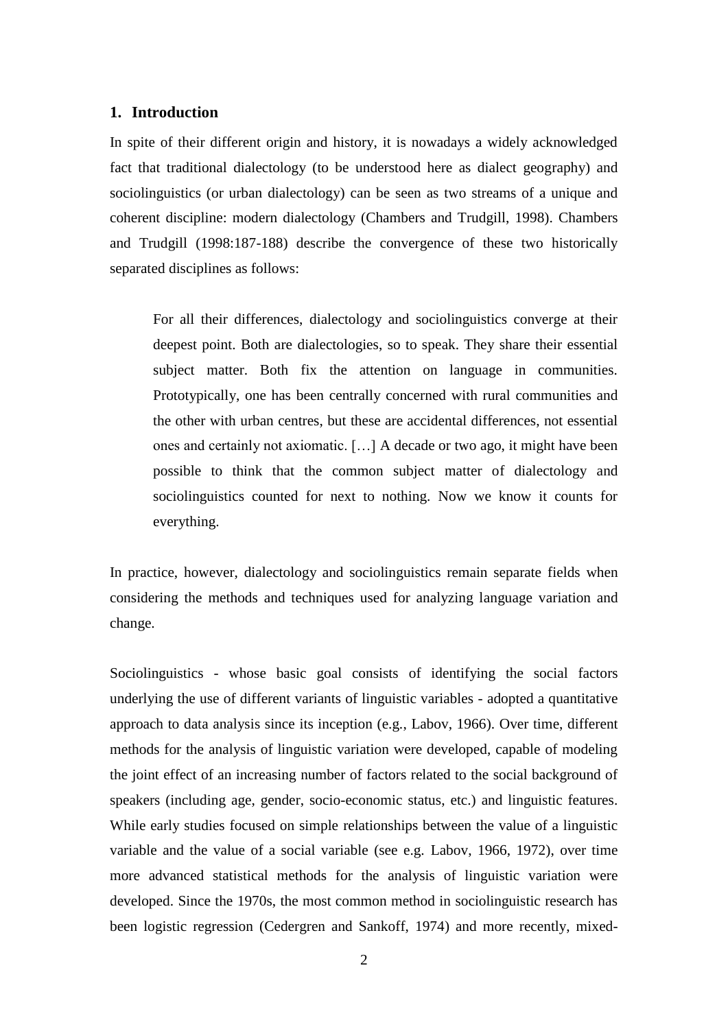## 1. Introduction

In spite of their different origin and history, it is nowadays a widely acknowledged fact that traditional dialectology (to be understood here as dialect geography) and sociolinguistics (or urban dialectology) can be seen as two streams of a unique and coherent discipline: modern dialectology (Chambers and Trudgill, 1998). Chambers and Trudgill (1998:187-188) describe the convergence of these two historically separated disciplines as follows:

> For all their differences, dialectology and sociolinguistics converge at their deepest point. Both are dialectologies, so to speak. They share their essential subject matter. Both fix the attention on language in communities. Prototypically, one has been centrally concerned with rural communities and the other with urban centres, but these are accidental differences, not essential ones and certainly not axiomatic. […] A decade or two ago, it might have been possible to think that the common subject matter of dialectology and sociolinguistics counted for next to nothing. Now we know it counts for everything.

In practice, however, dialectology and sociolinguistics remain separate fields when considering the methods and techniques used for analyzing language variation and change.

Sociolinguistics - whose basic goal consists of identifying the social factors underlying the use of different variants of linguistic variables - adopted a quantitative approach to data analysis since its inception (e.g., Labov, 1966). Over time, different methods for the analysis of linguistic variation were developed, capable of modeling the joint effect of an increasing number of factors related to the social background of speakers (including age, gender, socio-economic status, etc.) and linguistic features. While early studies focused on simple relationships between the value of a linguistic variable and the value of a social variable (see e.g. Labov, 1966, 1972), over time more advanced statistical methods for the analysis of linguistic variation were developed. Since the 1970s, the most common method in sociolinguistic research has been logistic regression (Cedergren and Sankoff, 1974) and more recently, mixed-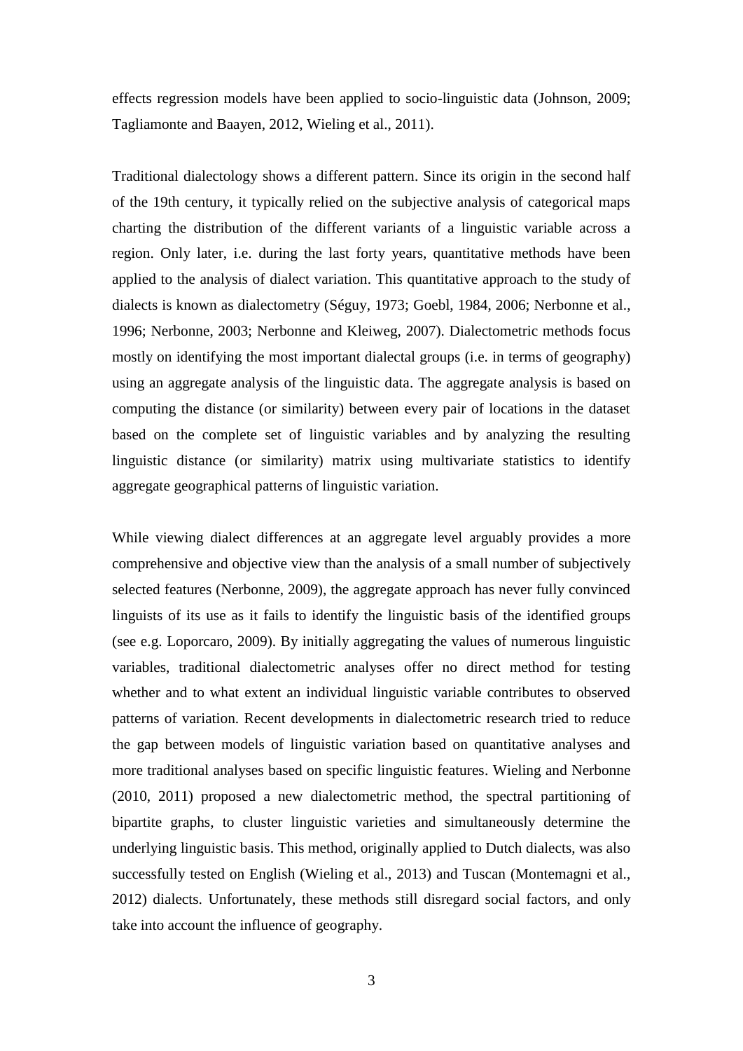effects regression models have been applied to socio-linguistic data (Johnson, 2009; Tagliamonte and Baayen, 2012, Wieling et al., 2011).

Traditional dialectology shows a different pattern. Since its origin in the second half of the 19th century, it typically relied on the subjective analysis of categorical maps charting the distribution of the different variants of a linguistic variable across a region. Only later, i.e. during the last forty years, quantitative methods have been applied to the analysis of dialect variation. This quantitative approach to the study of dialects is known as dialectometry (Séguy, 1973; Goebl, 1984, 2006; Nerbonne et al., 1996; Nerbonne, 2003; Nerbonne and Kleiweg, 2007). Dialectometric methods focus mostly on identifying the most important dialectal groups (i.e. in terms of geography) using an aggregate analysis of the linguistic data. The aggregate analysis is based on computing the distance (or similarity) between every pair of locations in the dataset based on the complete set of linguistic variables and by analyzing the resulting linguistic distance (or similarity) matrix using multivariate statistics to identify aggregate geographical patterns of linguistic variation.

While viewing dialect differences at an aggregate level arguably provides a more comprehensive and objective view than the analysis of a small number of subjectively selected features (Nerbonne, 2009), the aggregate approach has never fully convinced linguists of its use as it fails to identify the linguistic basis of the identified groups (see e.g. Loporcaro, 2009). By initially aggregating the values of numerous linguistic variables, traditional dialectometric analyses offer no direct method for testing whether and to what extent an individual linguistic variable contributes to observed patterns of variation. Recent developments in dialectometric research tried to reduce the gap between models of linguistic variation based on quantitative analyses and more traditional analyses based on specific linguistic features. Wieling and Nerbonne (2010, 2011) proposed a new dialectometric method, the spectral partitioning of bipartite graphs, to cluster linguistic varieties and simultaneously determine the underlying linguistic basis. This method, originally applied to Dutch dialects, was also successfully tested on English (Wieling et al., 2013) and Tuscan (Montemagni et al., 2012) dialects. Unfortunately, these methods still disregard social factors, and only take into account the influence of geography.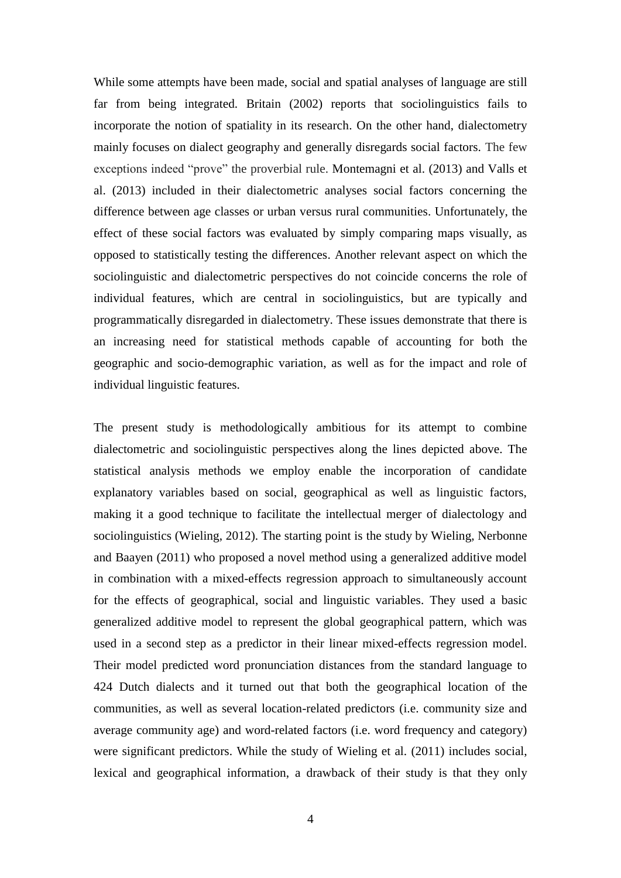While some attempts have been made, social and spatial analyses of language are still far from being integrated. Britain (2002) reports that sociolinguistics fails to incorporate the notion of spatiality in its research. On the other hand, dialectometry mainly focuses on dialect geography and generally disregards social factors. The few exceptions indeed "prove" the proverbial rule. Montemagni et al. (2013) and Valls et al. (2013) included in their dialectometric analyses social factors concerning the difference between age classes or urban versus rural communities. Unfortunately, the effect of these social factors was evaluated by simply comparing maps visually, as opposed to statistically testing the differences. Another relevant aspect on which the sociolinguistic and dialectometric perspectives do not coincide concerns the role of individual features, which are central in sociolinguistics, but are typically and programmatically disregarded in dialectometry. These issues demonstrate that there is an increasing need for statistical methods capable of accounting for both the geographic and socio-demographic variation, as well as for the impact and role of individual linguistic features.

The present study is methodologically ambitious for its attempt to combine dialectometric and sociolinguistic perspectives along the lines depicted above. The statistical analysis methods we employ enable the incorporation of candidate explanatory variables based on social, geographical as well as linguistic factors, making it a good technique to facilitate the intellectual merger of dialectology and sociolinguistics (Wieling, 2012). The starting point is the study by Wieling, Nerbonne and Baayen (2011) who proposed a novel method using a generalized additive model in combination with a mixed-effects regression approach to simultaneously account for the effects of geographical, social and linguistic variables. They used a basic generalized additive model to represent the global geographical pattern, which was used in a second step as a predictor in their linear mixed-effects regression model. Their model predicted word pronunciation distances from the standard language to 424 Dutch dialects and it turned out that both the geographical location of the communities, as well as several location-related predictors (i.e. community size and average community age) and word-related factors (i.e. word frequency and category) were significant predictors. While the study of Wieling et al. (2011) includes social, lexical and geographical information, a drawback of their study is that they only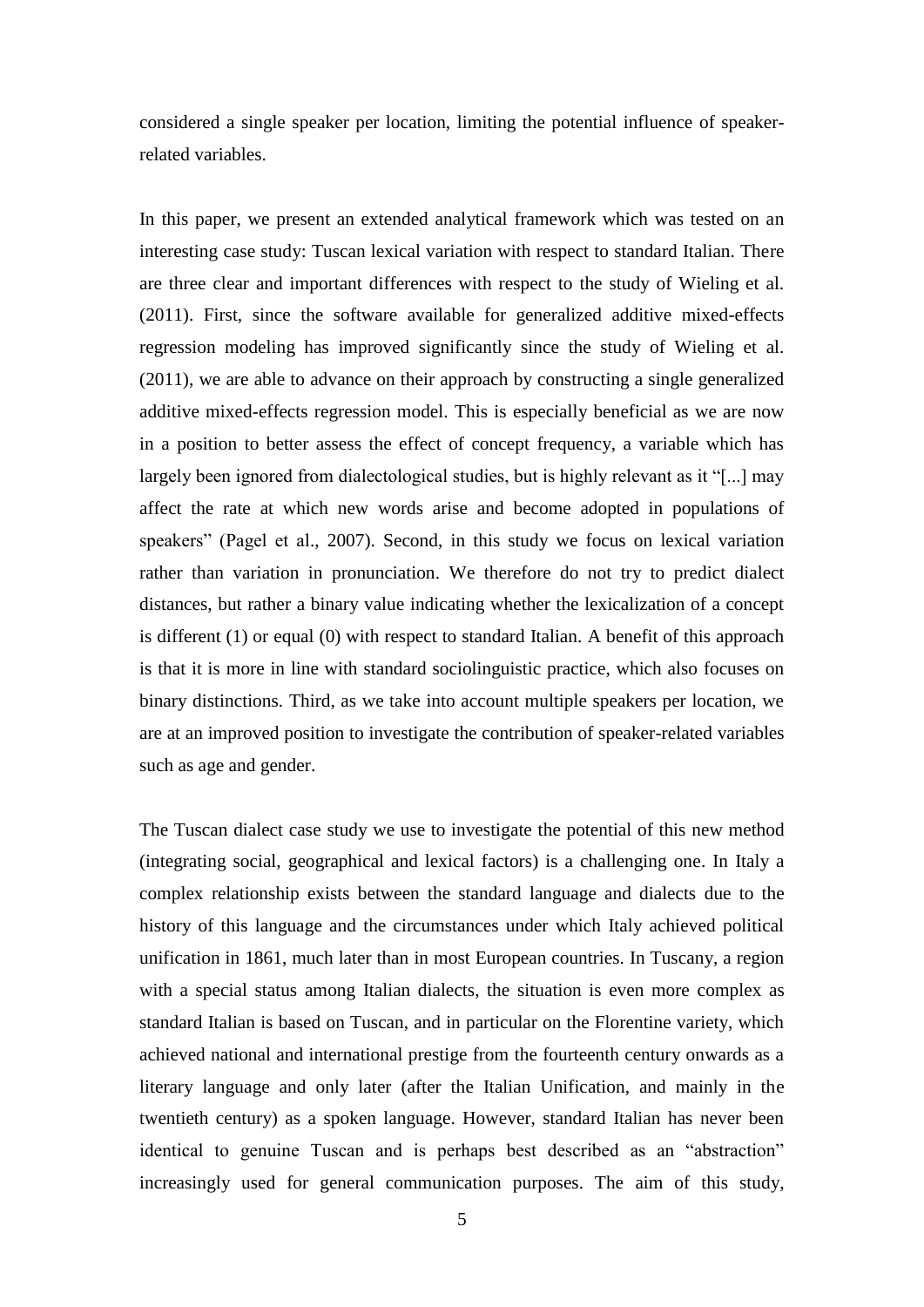considered a single speaker per location, limiting the potential influence of speaker-related variables.

In this paper, we present an extended analytical framework which was tested on an interesting case study: Tuscan lexical variation with respect to standard Italian. There are three clear and important differences with respect to the study of Wieling et al. (2011). First, since the software available for generalized additive mixed-effects regression modeling has improved significantly since the study of Wieling et al. (2011), we are able to advance on their approach by constructing a single generalized additive mixed-effects regression model. This is especially beneficial as we are now in a position to better assess the effect of concept frequency, a variable which has largely been ignored from dialectological studies, but is highly relevant as it "[...] may affect the rate at which new words arise and become adopted in populations of speakers" (Pagel et al., 2007). Second, in this study we focus on lexical variation rather than variation in pronunciation. We therefore do not try to predict dialect distances, but rather a binary value indicating whether the lexicalization of a concept is different (1) or equal (0) with respect to standard Italian. A benefit of this approach is that it is more in line with standard sociolinguistic practice, which also focuses on binary distinctions. Third, as we take into account multiple speakers per location, we are at an improved position to investigate the contribution of speaker-related variables such as age and gender.

The Tuscan dialect case study we use to investigate the potential of this new method (integrating social, geographical and lexical factors) is a challenging one. In Italy a complex relationship exists between the standard language and dialects due to the history of this language and the circumstances under which Italy achieved political unification in 1861, much later than in most European countries. In Tuscany, a region with a special status among Italian dialects, the situation is even more complex as standard Italian is based on Tuscan, and in particular on the Florentine variety, which achieved national and international prestige from the fourteenth century onwards as a literary language and only later (after the Italian Unification, and mainly in the twentieth century) as a spoken language. However, standard Italian has never been identical to genuine Tuscan and is perhaps best described as an "abstraction" increasingly used for general communication purposes. The aim of this study,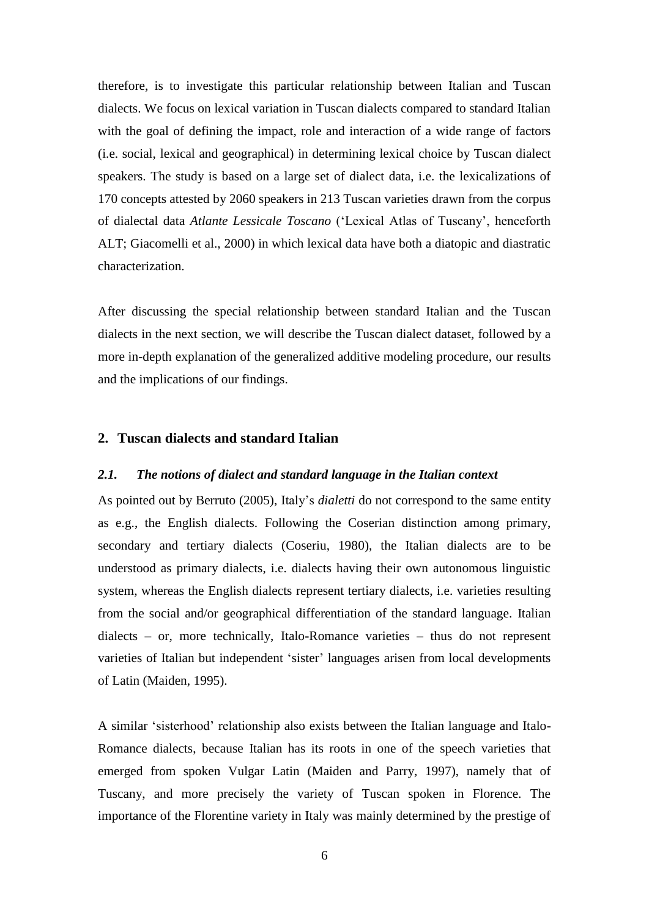therefore, is to investigate this particular relationship between Italian and Tuscan dialects. We focus on lexical variation in Tuscan dialects compared to standard Italian with the goal of defining the impact, role and interaction of a wide range of factors (i.e. social, lexical and geographical) in determining lexical choice by Tuscan dialect speakers. The study is based on a large set of dialect data, i.e. the lexicalizations of 170 concepts attested by 2060 speakers in 213 Tuscan varieties drawn from the corpus of dialectal data *Atlante Lessicale Toscano* ('Lexical Atlas of Tuscany', henceforth ALT; Giacomelli et al., 2000) in which lexical data have both a diatopic and diastratic characterization.

After discussing the special relationship between standard Italian and the Tuscan dialects in the next section, we will describe the Tuscan dialect dataset, followed by a more in-depth explanation of the generalized additive modeling procedure, our results and the implications of our findings.

## 2. Tuscan dialects and standard Italian

### *2.1. The notions of dialect and standard language in the Italian context*

As pointed out by Berruto (2005), Italy's *dialetti* do not correspond to the same entity as e.g., the English dialects. Following the Coserian distinction among primary, secondary and tertiary dialects (Coseriu, 1980), the Italian dialects are to be understood as primary dialects, i.e. dialects having their own autonomous linguistic system, whereas the English dialects represent tertiary dialects, i.e. varieties resulting from the social and/or geographical differentiation of the standard language. Italian dialects – or, more technically, Italo-Romance varieties – thus do not represent varieties of Italian but independent 'sister' languages arisen from local developments of Latin (Maiden, 1995).

A similar 'sisterhood' relationship also exists between the Italian language and Italo-Romance dialects, because Italian has its roots in one of the speech varieties that emerged from spoken Vulgar Latin (Maiden and Parry, 1997), namely that of Tuscany, and more precisely the variety of Tuscan spoken in Florence. The importance of the Florentine variety in Italy was mainly determined by the prestige of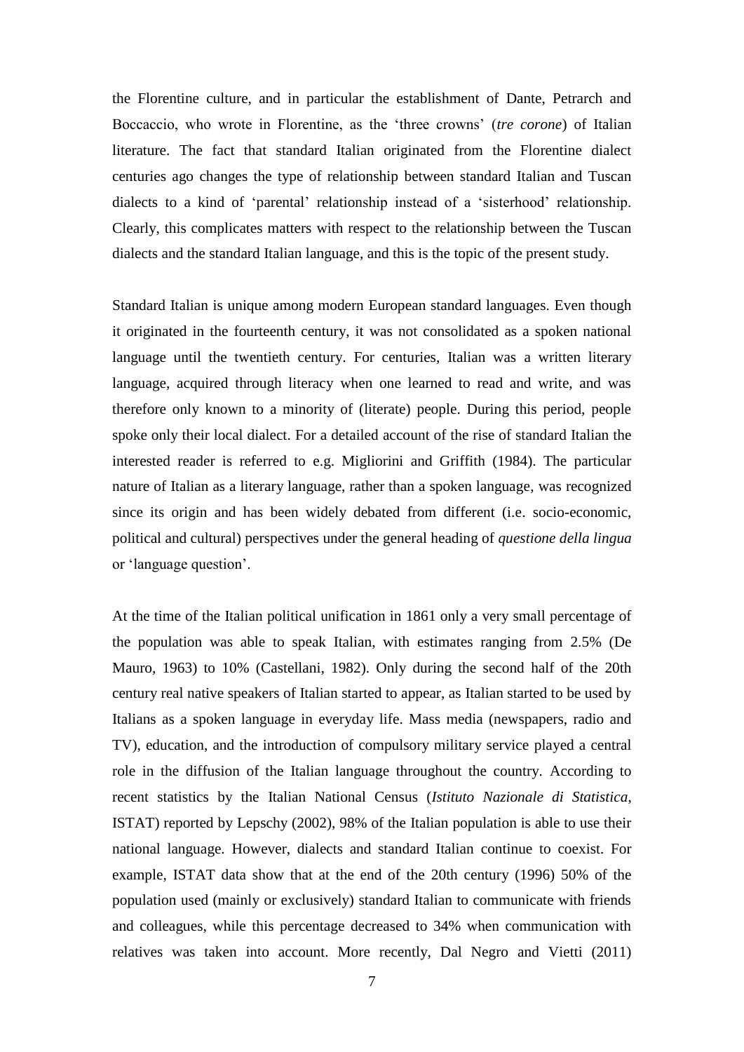the Florentine culture, and in particular the establishment of Dante, Petrarch and Boccaccio, who wrote in Florentine, as the 'three crowns' (*tre corone*) of Italian literature. The fact that standard Italian originated from the Florentine dialect centuries ago changes the type of relationship between standard Italian and Tuscan dialects to a kind of 'parental' relationship instead of a 'sisterhood' relationship. Clearly, this complicates matters with respect to the relationship between the Tuscan dialects and the standard Italian language, and this is the topic of the present study.

Standard Italian is unique among modern European standard languages. Even though it originated in the fourteenth century, it was not consolidated as a spoken national language until the twentieth century. For centuries, Italian was a written literary language, acquired through literacy when one learned to read and write, and was therefore only known to a minority of (literate) people. During this period, people spoke only their local dialect. For a detailed account of the rise of standard Italian the interested reader is referred to e.g. Migliorini and Griffith (1984). The particular nature of Italian as a literary language, rather than a spoken language, was recognized since its origin and has been widely debated from different (i.e. socio-economic, political and cultural) perspectives under the general heading of *questione della lingua* or 'language question'.

At the time of the Italian political unification in 1861 only a very small percentage of the population was able to speak Italian, with estimates ranging from 2.5% (De Mauro, 1963) to 10% (Castellani, 1982). Only during the second half of the 20th century real native speakers of Italian started to appear, as Italian started to be used by Italians as a spoken language in everyday life. Mass media (newspapers, radio and TV), education, and the introduction of compulsory military service played a central role in the diffusion of the Italian language throughout the country. According to recent statistics by the Italian National Census (*Istituto Nazionale di Statistica*, ISTAT) reported by Lepschy (2002), 98% of the Italian population is able to use their national language. However, dialects and standard Italian continue to coexist. For example, ISTAT data show that at the end of the 20th century (1996) 50% of the population used (mainly or exclusively) standard Italian to communicate with friends and colleagues, while this percentage decreased to 34% when communication with relatives was taken into account. More recently, Dal Negro and Vietti (2011)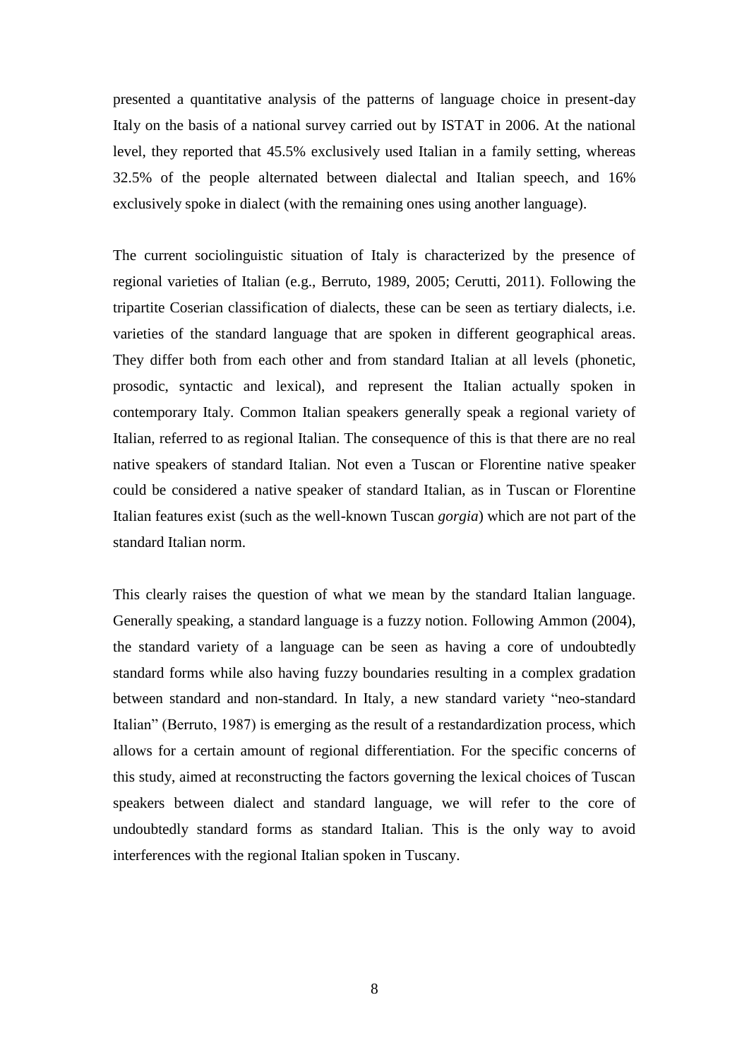presented a quantitative analysis of the patterns of language choice in present-day Italy on the basis of a national survey carried out by ISTAT in 2006. At the national level, they reported that 45.5% exclusively used Italian in a family setting, whereas 32.5% of the people alternated between dialectal and Italian speech, and 16% exclusively spoke in dialect (with the remaining ones using another language).

The current sociolinguistic situation of Italy is characterized by the presence of regional varieties of Italian (e.g., Berruto, 1989, 2005; Cerutti, 2011). Following the tripartite Coserian classification of dialects, these can be seen as tertiary dialects, i.e. varieties of the standard language that are spoken in different geographical areas. They differ both from each other and from standard Italian at all levels (phonetic, prosodic, syntactic and lexical), and represent the Italian actually spoken in contemporary Italy. Common Italian speakers generally speak a regional variety of Italian, referred to as regional Italian. The consequence of this is that there are no real native speakers of standard Italian. Not even a Tuscan or Florentine native speaker could be considered a native speaker of standard Italian, as in Tuscan or Florentine Italian features exist (such as the well-known Tuscan *gorgia*) which are not part of the standard Italian norm.

This clearly raises the question of what we mean by the standard Italian language. Generally speaking, a standard language is a fuzzy notion. Following Ammon (2004), the standard variety of a language can be seen as having a core of undoubtedly standard forms while also having fuzzy boundaries resulting in a complex gradation between standard and non-standard. In Italy, a new standard variety "neo-standard Italian" (Berruto, 1987) is emerging as the result of a restandardization process, which allows for a certain amount of regional differentiation. For the specific concerns of this study, aimed at reconstructing the factors governing the lexical choices of Tuscan speakers between dialect and standard language, we will refer to the core of undoubtedly standard forms as standard Italian. This is the only way to avoid interferences with the regional Italian spoken in Tuscany.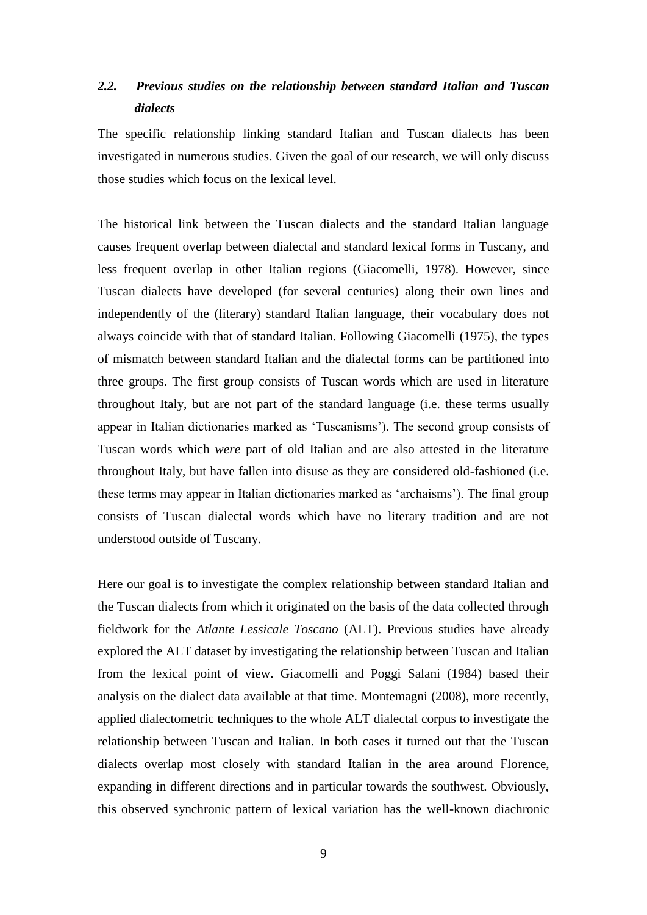### *2.2. Previous studies on the relationship between standard Italian and Tuscan dialects*

The specific relationship linking standard Italian and Tuscan dialects has been investigated in numerous studies. Given the goal of our research, we will only discuss those studies which focus on the lexical level.

The historical link between the Tuscan dialects and the standard Italian language causes frequent overlap between dialectal and standard lexical forms in Tuscany, and less frequent overlap in other Italian regions (Giacomelli, 1978). However, since Tuscan dialects have developed (for several centuries) along their own lines and independently of the (literary) standard Italian language, their vocabulary does not always coincide with that of standard Italian. Following Giacomelli (1975), the types of mismatch between standard Italian and the dialectal forms can be partitioned into three groups. The first group consists of Tuscan words which are used in literature throughout Italy, but are not part of the standard language (i.e. these terms usually appear in Italian dictionaries marked as 'Tuscanisms'). The second group consists of Tuscan words which *were* part of old Italian and are also attested in the literature throughout Italy, but have fallen into disuse as they are considered old-fashioned (i.e. these terms may appear in Italian dictionaries marked as 'archaisms'). The final group consists of Tuscan dialectal words which have no literary tradition and are not understood outside of Tuscany.

Here our goal is to investigate the complex relationship between standard Italian and the Tuscan dialects from which it originated on the basis of the data collected through fieldwork for the *Atlante Lessicale Toscano* (ALT). Previous studies have already explored the ALT dataset by investigating the relationship between Tuscan and Italian from the lexical point of view. Giacomelli and Poggi Salani (1984) based their analysis on the dialect data available at that time. Montemagni (2008), more recently, applied dialectometric techniques to the whole ALT dialectal corpus to investigate the relationship between Tuscan and Italian. In both cases it turned out that the Tuscan dialects overlap most closely with standard Italian in the area around Florence, expanding in different directions and in particular towards the southwest. Obviously, this observed synchronic pattern of lexical variation has the well-known diachronic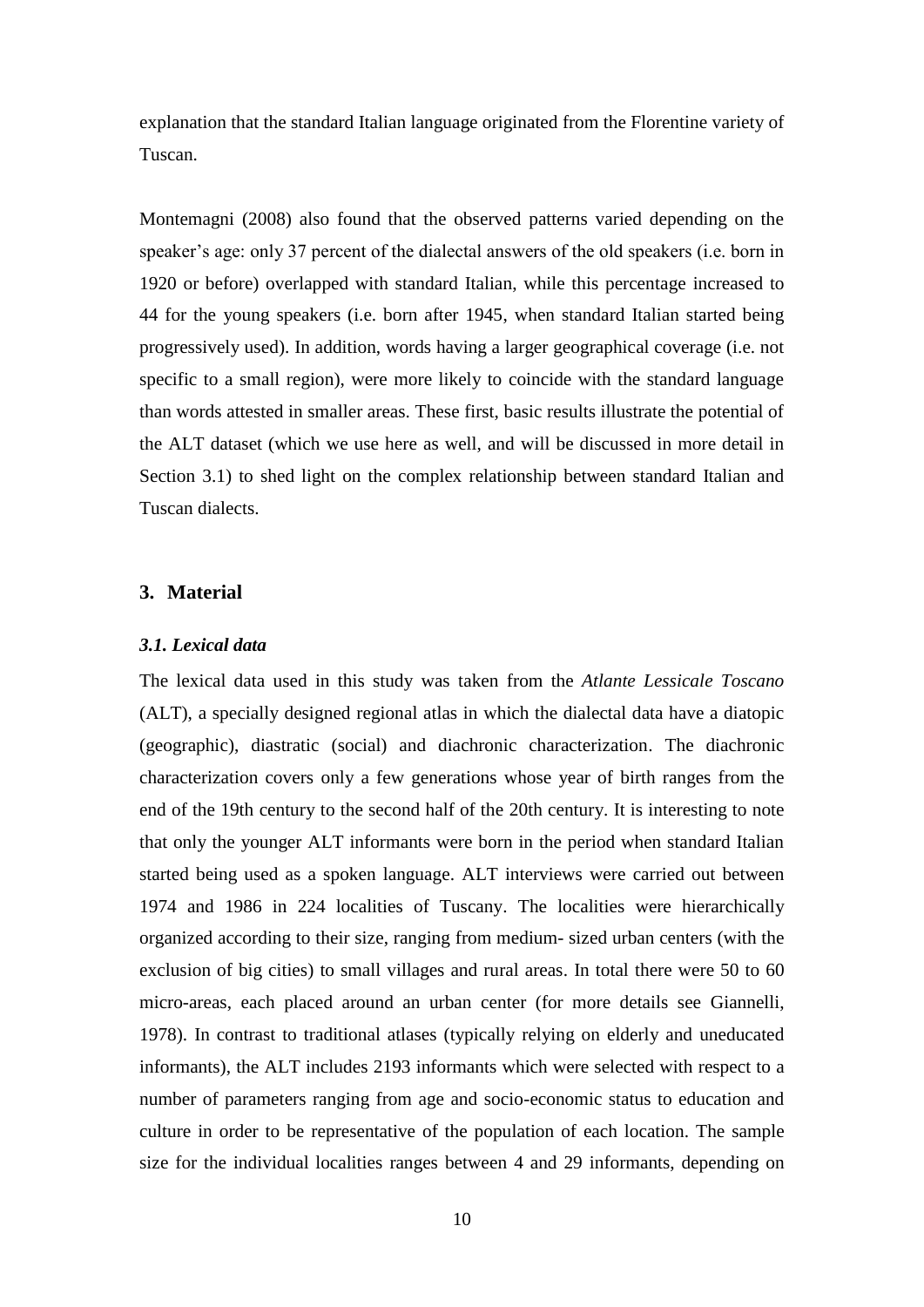explanation that the standard Italian language originated from the Florentine variety of Tuscan.

Montemagni (2008) also found that the observed patterns varied depending on the speaker's age: only 37 percent of the dialectal answers of the old speakers (i.e. born in 1920 or before) overlapped with standard Italian, while this percentage increased to 44 for the young speakers (i.e. born after 1945, when standard Italian started being progressively used). In addition, words having a larger geographical coverage (i.e. not specific to a small region), were more likely to coincide with the standard language than words attested in smaller areas. These first, basic results illustrate the potential of the ALT dataset (which we use here as well, and will be discussed in more detail in Section 3.1) to shed light on the complex relationship between standard Italian and Tuscan dialects.

## 3. Material

### *3.1. Lexical data*

The lexical data used in this study was taken from the *Atlante Lessicale Toscano* (ALT), a specially designed regional atlas in which the dialectal data have a diatopic (geographic), diastratic (social) and diachronic characterization. The diachronic characterization covers only a few generations whose year of birth ranges from the end of the 19th century to the second half of the 20th century. It is interesting to note that only the younger ALT informants were born in the period when standard Italian started being used as a spoken language. ALT interviews were carried out between 1974 and 1986 in 224 localities of Tuscany. The localities were hierarchically organized according to their size, ranging from medium- sized urban centers (with the exclusion of big cities) to small villages and rural areas. In total there were 50 to 60 micro-areas, each placed around an urban center (for more details see Giannelli, 1978). In contrast to traditional atlases (typically relying on elderly and uneducated informants), the ALT includes 2193 informants which were selected with respect to a number of parameters ranging from age and socio-economic status to education and culture in order to be representative of the population of each location. The sample size for the individual localities ranges between 4 and 29 informants, depending on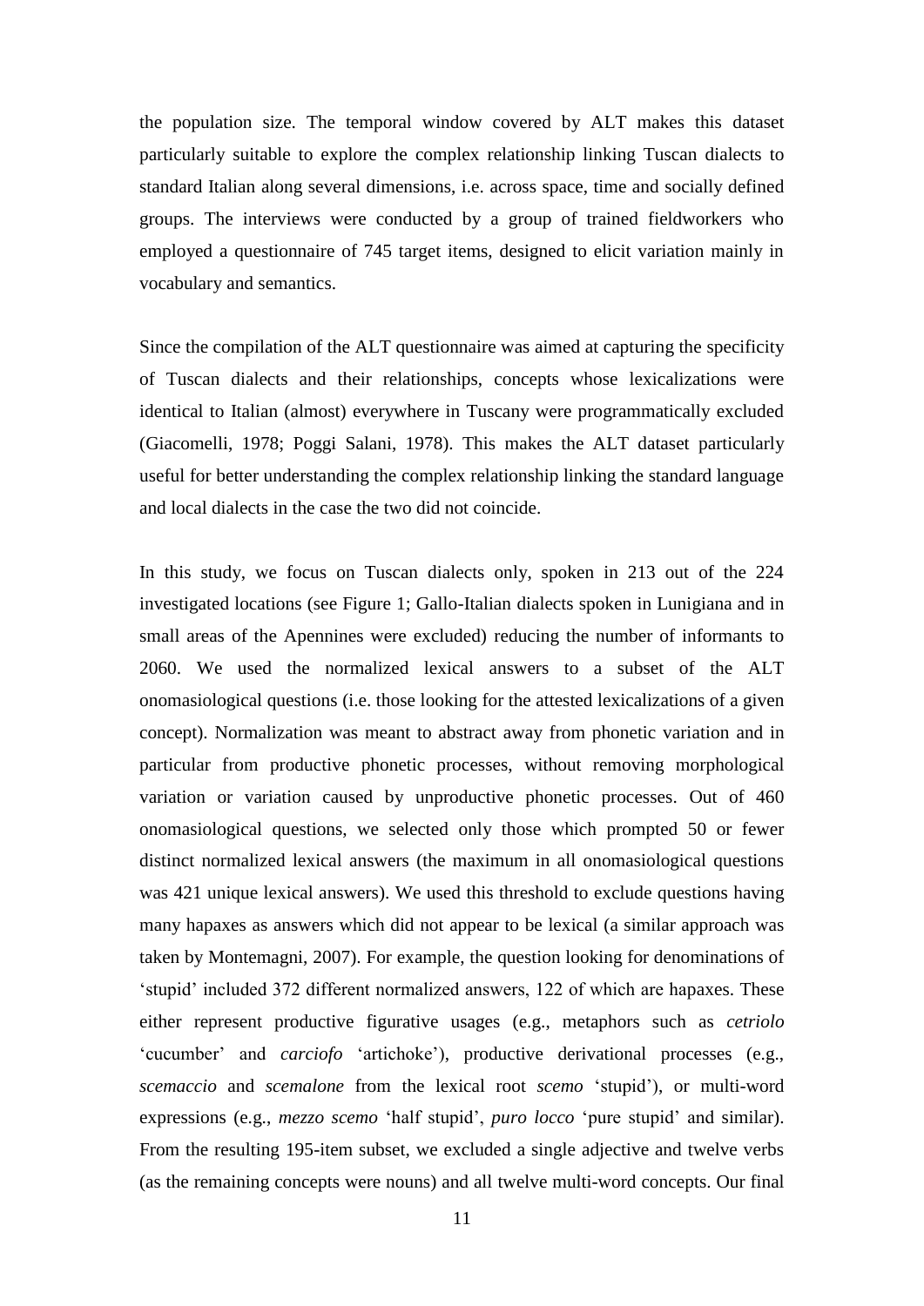the population size. The temporal window covered by ALT makes this dataset particularly suitable to explore the complex relationship linking Tuscan dialects to standard Italian along several dimensions, i.e. across space, time and socially defined groups. The interviews were conducted by a group of trained fieldworkers who employed a questionnaire of 745 target items, designed to elicit variation mainly in vocabulary and semantics.

Since the compilation of the ALT questionnaire was aimed at capturing the specificity of Tuscan dialects and their relationships, concepts whose lexicalizations were identical to Italian (almost) everywhere in Tuscany were programmatically excluded (Giacomelli, 1978; Poggi Salani, 1978). This makes the ALT dataset particularly useful for better understanding the complex relationship linking the standard language and local dialects in the case the two did not coincide.

In this study, we focus on Tuscan dialects only, spoken in 213 out of the 224 investigated locations (see Figure 1; Gallo-Italian dialects spoken in Lunigiana and in small areas of the Apennines were excluded) reducing the number of informants to 2060. We used the normalized lexical answers to a subset of the ALT onomasiological questions (i.e. those looking for the attested lexicalizations of a given concept). Normalization was meant to abstract away from phonetic variation and in particular from productive phonetic processes, without removing morphological variation or variation caused by unproductive phonetic processes. Out of 460 onomasiological questions, we selected only those which prompted 50 or fewer distinct normalized lexical answers (the maximum in all onomasiological questions was 421 unique lexical answers). We used this threshold to exclude questions having many hapaxes as answers which did not appear to be lexical (a similar approach was taken by Montemagni, 2007). For example, the question looking for denominations of 'stupid' included 372 different normalized answers, 122 of which are hapaxes. These either represent productive figurative usages (e.g., metaphors such as *cetriolo* 'cucumber' and *carciofo* 'artichoke'), productive derivational processes (e.g., *scemaccio* and *scemalone* from the lexical root *scemo* 'stupid'), or multi-word expressions (e.g., *mezzo scemo* 'half stupid', *puro locco* 'pure stupid' and similar). From the resulting 195-item subset, we excluded a single adjective and twelve verbs (as the remaining concepts were nouns) and all twelve multi-word concepts. Our final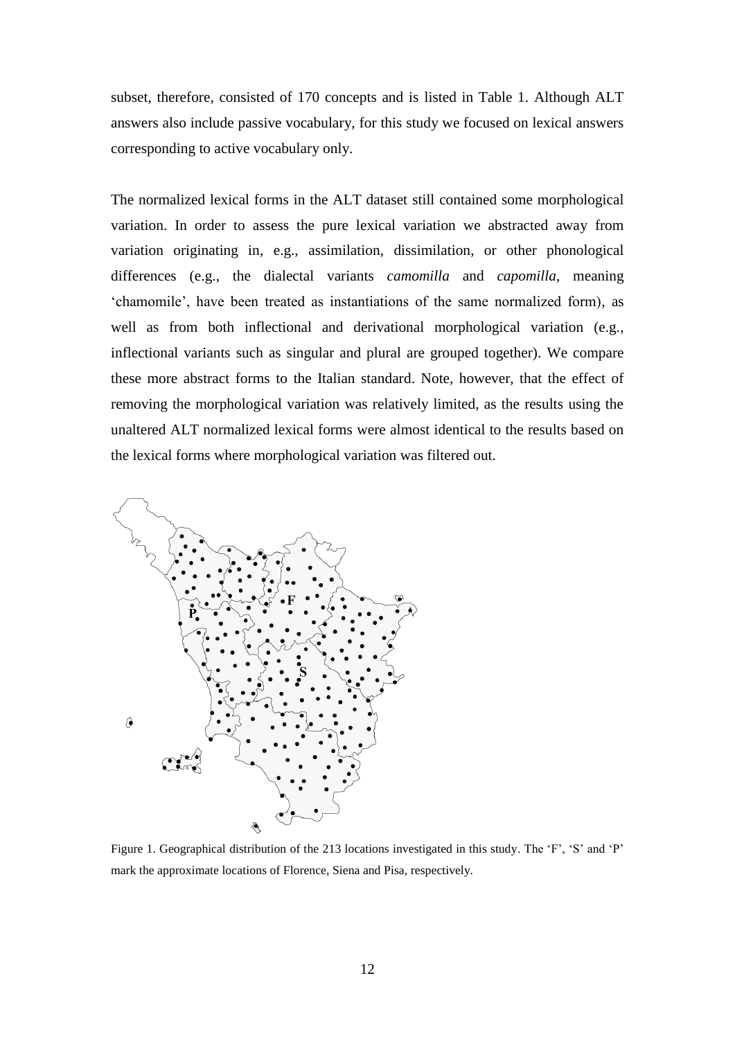subset, therefore, consisted of 170 concepts and is listed in Table 1. Although ALT answers also include passive vocabulary, for this study we focused on lexical answers corresponding to active vocabulary only.

The normalized lexical forms in the ALT dataset still contained some morphological variation. In order to assess the pure lexical variation we abstracted away from variation originating in, e.g., assimilation, dissimilation, or other phonological differences (e.g., the dialectal variants *camomilla* and *capomilla*, meaning 'chamomile', have been treated as instantiations of the same normalized form), as well as from both inflectional and derivational morphological variation (e.g., inflectional variants such as singular and plural are grouped together). We compare these more abstract forms to the Italian standard. Note, however, that the effect of removing the morphological variation was relatively limited, as the results using the unaltered ALT normalized lexical forms were almost identical to the results based on the lexical forms where morphological variation was filtered out.

F

P

S

Figure 1. Geographical distribution of the 213 locations investigated in this study. The 'F', 'S' and 'P' mark the approximate locations of Florence, Siena and Pisa, respectively.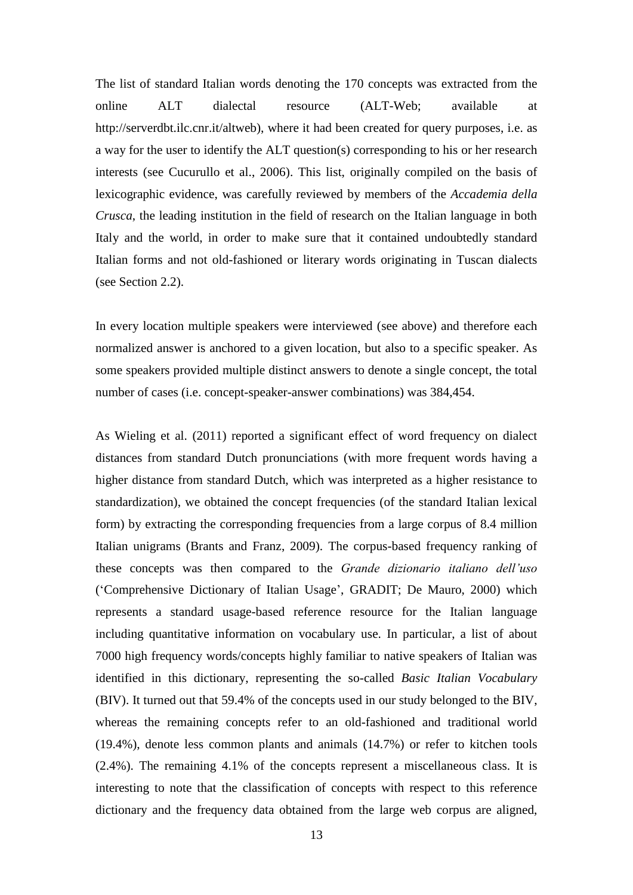The list of standard Italian words denoting the 170 concepts was extracted from the online ALT dialectal resource (ALT-Web; available at http://serverdbt.ilc.cnr.it/altweb), where it had been created for query purposes, i.e. as a way for the user to identify the ALT question(s) corresponding to his or her research interests (see Cucurullo et al., 2006). This list, originally compiled on the basis of lexicographic evidence, was carefully reviewed by members of the *Accademia della Crusca*, the leading institution in the field of research on the Italian language in both Italy and the world, in order to make sure that it contained undoubtedly standard Italian forms and not old-fashioned or literary words originating in Tuscan dialects (see Section 2.2).

In every location multiple speakers were interviewed (see above) and therefore each normalized answer is anchored to a given location, but also to a specific speaker. As some speakers provided multiple distinct answers to denote a single concept, the total number of cases (i.e. concept-speaker-answer combinations) was 384,454.

As Wieling et al. (2011) reported a significant effect of word frequency on dialect distances from standard Dutch pronunciations (with more frequent words having a higher distance from standard Dutch, which was interpreted as a higher resistance to standardization), we obtained the concept frequencies (of the standard Italian lexical form) by extracting the corresponding frequencies from a large corpus of 8.4 million Italian unigrams (Brants and Franz, 2009). The corpus-based frequency ranking of these concepts was then compared to the *Grande dizionario italiano dell'uso* ('Comprehensive Dictionary of Italian Usage', GRADIT; De Mauro, 2000) which represents a standard usage-based reference resource for the Italian language including quantitative information on vocabulary use. In particular, a list of about 7000 high frequency words/concepts highly familiar to native speakers of Italian was identified in this dictionary, representing the so-called *Basic Italian Vocabulary* (BIV). It turned out that 59.4% of the concepts used in our study belonged to the BIV, whereas the remaining concepts refer to an old-fashioned and traditional world (19.4%), denote less common plants and animals (14.7%) or refer to kitchen tools (2.4%). The remaining 4.1% of the concepts represent a miscellaneous class. It is interesting to note that the classification of concepts with respect to this reference dictionary and the frequency data obtained from the large web corpus are aligned,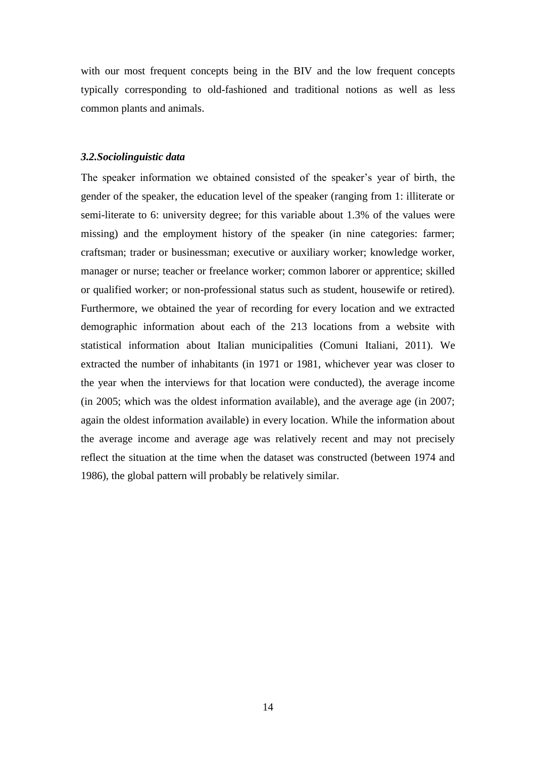with our most frequent concepts being in the BIV and the low frequent concepts typically corresponding to old-fashioned and traditional notions as well as less common plants and animals.

### *3.2.Sociolinguistic data*

The speaker information we obtained consisted of the speaker's year of birth, the gender of the speaker, the education level of the speaker (ranging from 1: illiterate or semi-literate to 6: university degree; for this variable about 1.3% of the values were missing) and the employment history of the speaker (in nine categories: farmer; craftsman; trader or businessman; executive or auxiliary worker; knowledge worker, manager or nurse; teacher or freelance worker; common laborer or apprentice; skilled or qualified worker; or non-professional status such as student, housewife or retired). Furthermore, we obtained the year of recording for every location and we extracted demographic information about each of the 213 locations from a website with statistical information about Italian municipalities (Comuni Italiani, 2011). We extracted the number of inhabitants (in 1971 or 1981, whichever year was closer to the year when the interviews for that location were conducted), the average income (in 2005; which was the oldest information available), and the average age (in 2007; again the oldest information available) in every location. While the information about the average income and average age was relatively recent and may not precisely reflect the situation at the time when the dataset was constructed (between 1974 and 1986), the global pattern will probably be relatively similar.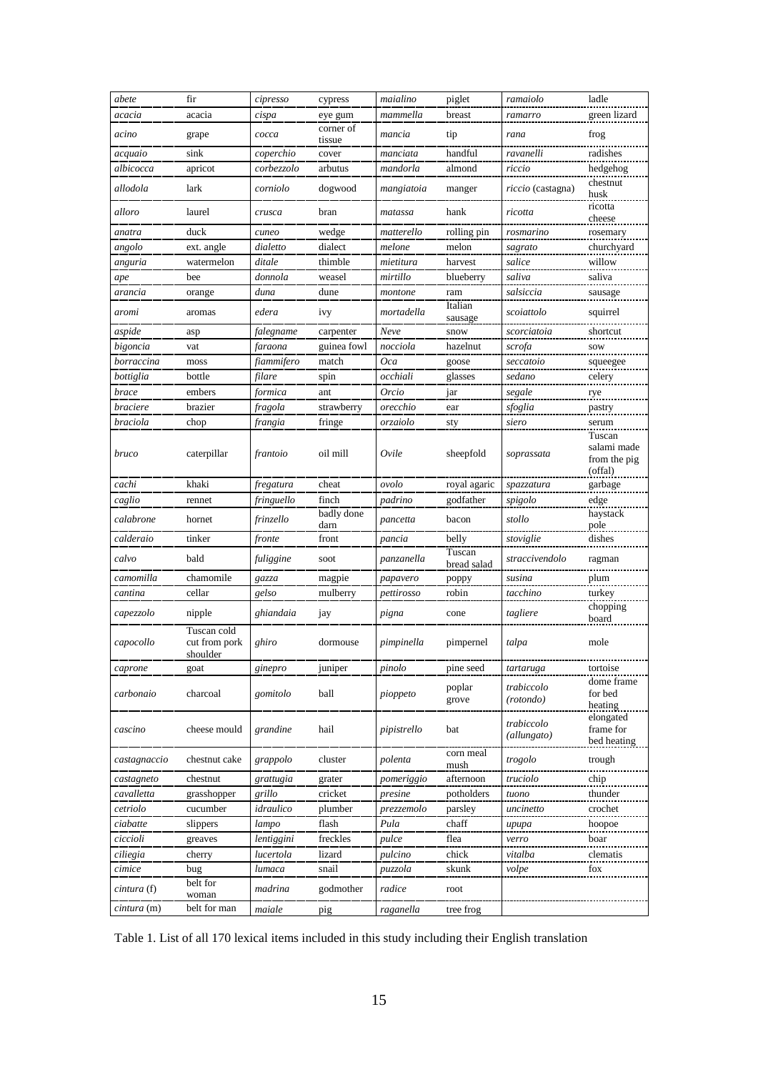| | | | | | | | |
|---|---|---|---|---|---|---|---|
| *abete* | fir | *cipresso* | cypress | *maialino* | piglet | *ramaiolo* | ladle |
| *acacia* | acacia | *cispa* | eye gum | *mammella* | breast | *ramarro* | green lizard |
| *acino* | grape | *cocca* | corner of tissue | *mancia* | tip | *rana* | frog |
| *acquaio* | sink | *coperchio* | cover | *manciata* | handful | *ravanelli* | radishes |
| *albicocca* | apricot | *corbezzolo* | arbutus | *mandorla* | almond | *riccio* | hedgehog |
| *allodola* | lark | *corniolo* | dogwood | *mangiatoia* | manger | *riccio* (castagna) | chestnut husk |
| *alloro* | laurel | *crusca* | bran | *matassa* | hank | *ricotta* | ricotta cheese |
| *anatra* | duck | *cuneo* | wedge | *matterello* | rolling pin | *rosmarino* | rosemary |
| *angolo* | ext. angle | *dialetto* | dialect | *melone* | melon | *sagrato* | churchyard |
| *anguria* | watermelon | *ditale* | thimble | *mietitura* | harvest | *salice* | willow |
| *ape* | bee | *donnola* | weasel | *mirtillo* | blueberry | *saliva* | saliva |
| *arancia* | orange | *duna* | dune | *montone* | ram | *salsiccia* | sausage |
| *aromi* | aromas | *edera* | ivy | *mortadella* | Italian sausage | *scoiattolo* | squirrel |
| *aspide* | asp | *falegname* | carpenter | *Neve* | snow | *scorciatoia* | shortcut |
| *bigoncia* | vat | *faraona* | guinea fowl | *nocciola* | hazelnut | *scrofa* | sow |
| *borraccina* | moss | *fiammifero* | match | *Oca* | goose | *seccatoio* | squeegee |
| *bottiglia* | bottle | *filare* | spin | *occhiali* | glasses | *sedano* | celery |
| *brace* | embers | *formica* | ant | *Orcio* | jar | *segale* | rye |
| *braciere* | brazier | *fragola* | strawberry | *orecchio* | ear | *sfoglia* | pastry |
| *braciola* | chop | *frangia* | fringe | *orzaiolo* | sty | *siero* | serum |
| *bruco* | caterpillar | *frantoio* | oil mill | *Ovile* | sheepfold | *soprassata* | Tuscan salami made from the pig (offal) |
| *cachi* | khaki | *fregatura* | cheat | *ovolo* | royal agaric | *spazzatura* | garbage |
| *caglio* | rennet | *fringuello* | finch | *padrino* | godfather | *spigolo* | edge |
| *calabrone* | hornet | *frinzello* | badly done darn | *pancetta* | bacon | *stollo* | haystack pole |
| *calderaio* | tinker | *fronte* | front | *pancia* | belly | *stoviglie* | dishes |
| *calvo* | bald | *fuliggine* | soot | *panzanella* | Tuscan bread salad | *straccivendolo* | ragman |
| *camomilla* | chamomile | *gazza* | magpie | *papavero* | poppy | *susina* | plum |
| *cantina* | cellar | *gelso* | mulberry | *pettirosso* | robin | *tacchino* | turkey |
| *capezzolo* | nipple | *ghiandaia* | jay | *pigna* | cone | *tagliere* | chopping board |
| *capocollo* | Tuscan cold cut from pork shoulder | *ghiro* | dormouse | *pimpinella* | pimpernel | *talpa* | mole |
| *caprone* | goat | *ginepro* | juniper | *pinolo* | pine seed | *tartaruga* | tortoise |
| *carbonaio* | charcoal | *gomitolo* | ball | *pioppeto* | poplar grove | *trabiccolo (rotondo)* | dome frame for bed heating |
| *cascino* | cheese mould | *grandine* | hail | *pipistrello* | bat | *trabiccolo (allungato)* | elongated frame for bed heating |
| *castagnaccio* | chestnut cake | *grappolo* | cluster | *polenta* | corn meal mush | *trogolo* | trough |
| *castagneto* | chestnut | *grattugia* | grater | *pomeriggio* | afternoon | *truciolo* | chip |
| *cavalletta* | grasshopper | *grillo* | cricket | *presine* | potholders | *tuono* | thunder |
| *cetriolo* | cucumber | *idraulico* | plumber | *prezzemolo* | parsley | *uncinetto* | crochet |
| *ciabatte* | slippers | *lampo* | flash | *Pula* | chaff | *upupa* | hoopoe |
| *ciccioli* | greaves | *lentiggini* | freckles | *pulce* | flea | *verro* | boar |
| *ciliegia* | cherry | *lucertola* | lizard | *pulcino* | chick | *vitalba* | clematis |
| *cimice* | bug | *lumaca* | snail | *puzzola* | skunk | *volpe* | fox |
| *cintura* (f) | belt for woman | *madrina* | godmother | *radice* | root | | |
| *cintura* (m) | belt for man | *maiale* | pig | *raganella* | tree frog | | |

Table 1. List of all 170 lexical items included in this study including their English translation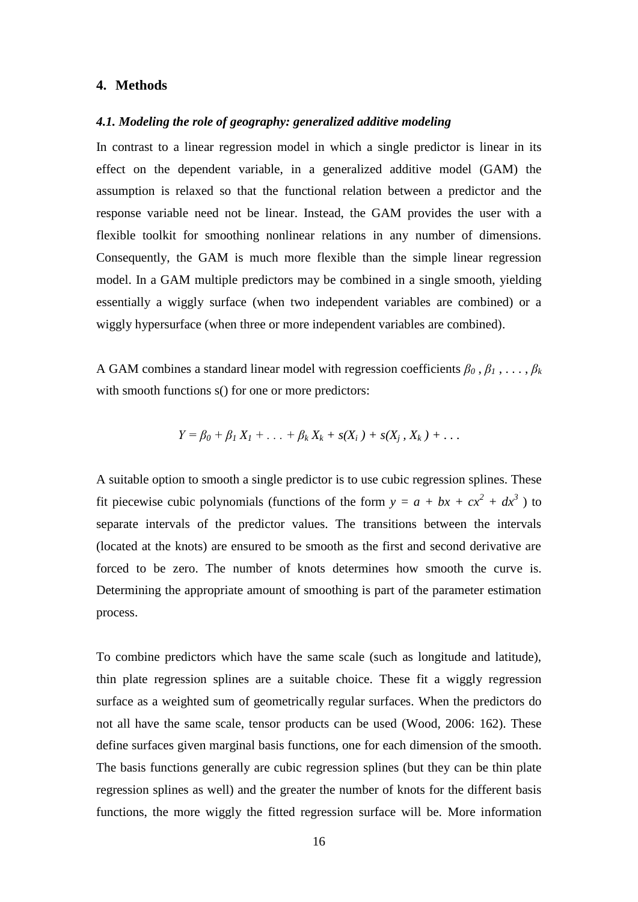## 4. Methods

### *4.1. Modeling the role of geography: generalized additive modeling*

In contrast to a linear regression model in which a single predictor is linear in its effect on the dependent variable, in a generalized additive model (GAM) the assumption is relaxed so that the functional relation between a predictor and the response variable need not be linear. Instead, the GAM provides the user with a flexible toolkit for smoothing nonlinear relations in any number of dimensions. Consequently, the GAM is much more flexible than the simple linear regression model. In a GAM multiple predictors may be combined in a single smooth, yielding essentially a wiggly surface (when two independent variables are combined) or a wiggly hypersurface (when three or more independent variables are combined).

A GAM combines a standard linear model with regression coefficients $\beta_0$ , $\beta_1$ , . . . , $\beta_k$ with smooth functions s() for one or more predictors:

$$Y = \beta_0 + \beta_1 X_1 + \ldots + \beta_k X_k + s(X_i) + s(X_j , X_k) + \ldots$$

A suitable option to smooth a single predictor is to use cubic regression splines. These fit piecewise cubic polynomials (functions of the form $y = a + bx + cx^2 + dx^3$ ) to separate intervals of the predictor values. The transitions between the intervals (located at the knots) are ensured to be smooth as the first and second derivative are forced to be zero. The number of knots determines how smooth the curve is. Determining the appropriate amount of smoothing is part of the parameter estimation process.

To combine predictors which have the same scale (such as longitude and latitude), thin plate regression splines are a suitable choice. These fit a wiggly regression surface as a weighted sum of geometrically regular surfaces. When the predictors do not all have the same scale, tensor products can be used (Wood, 2006: 162). These define surfaces given marginal basis functions, one for each dimension of the smooth. The basis functions generally are cubic regression splines (but they can be thin plate regression splines as well) and the greater the number of knots for the different basis functions, the more wiggly the fitted regression surface will be. More information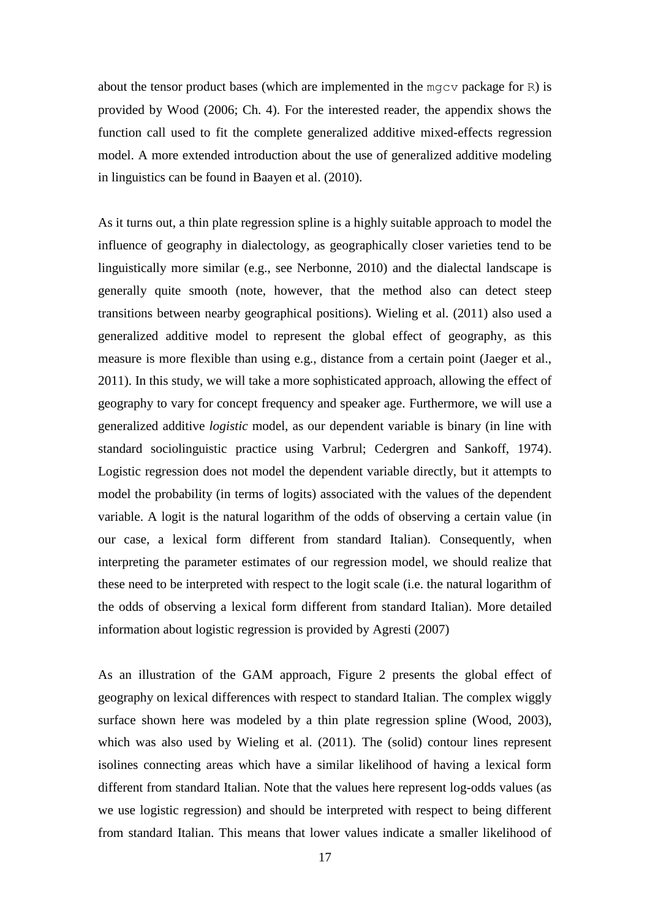about the tensor product bases (which are implemented in the `mgcv` package for `R`) is provided by Wood (2006; Ch. 4). For the interested reader, the appendix shows the function call used to fit the complete generalized additive mixed-effects regression model. A more extended introduction about the use of generalized additive modeling in linguistics can be found in Baayen et al. (2010).

As it turns out, a thin plate regression spline is a highly suitable approach to model the influence of geography in dialectology, as geographically closer varieties tend to be linguistically more similar (e.g., see Nerbonne, 2010) and the dialectal landscape is generally quite smooth (note, however, that the method also can detect steep transitions between nearby geographical positions). Wieling et al. (2011) also used a generalized additive model to represent the global effect of geography, as this measure is more flexible than using e.g., distance from a certain point (Jaeger et al., 2011). In this study, we will take a more sophisticated approach, allowing the effect of geography to vary for concept frequency and speaker age. Furthermore, we will use a generalized additive *logistic* model, as our dependent variable is binary (in line with standard sociolinguistic practice using Varbrul; Cedergren and Sankoff, 1974). Logistic regression does not model the dependent variable directly, but it attempts to model the probability (in terms of logits) associated with the values of the dependent variable. A logit is the natural logarithm of the odds of observing a certain value (in our case, a lexical form different from standard Italian). Consequently, when interpreting the parameter estimates of our regression model, we should realize that these need to be interpreted with respect to the logit scale (i.e. the natural logarithm of the odds of observing a lexical form different from standard Italian). More detailed information about logistic regression is provided by Agresti (2007)

As an illustration of the GAM approach, Figure 2 presents the global effect of geography on lexical differences with respect to standard Italian. The complex wiggly surface shown here was modeled by a thin plate regression spline (Wood, 2003), which was also used by Wieling et al. (2011). The (solid) contour lines represent isolines connecting areas which have a similar likelihood of having a lexical form different from standard Italian. Note that the values here represent log-odds values (as we use logistic regression) and should be interpreted with respect to being different from standard Italian. This means that lower values indicate a smaller likelihood of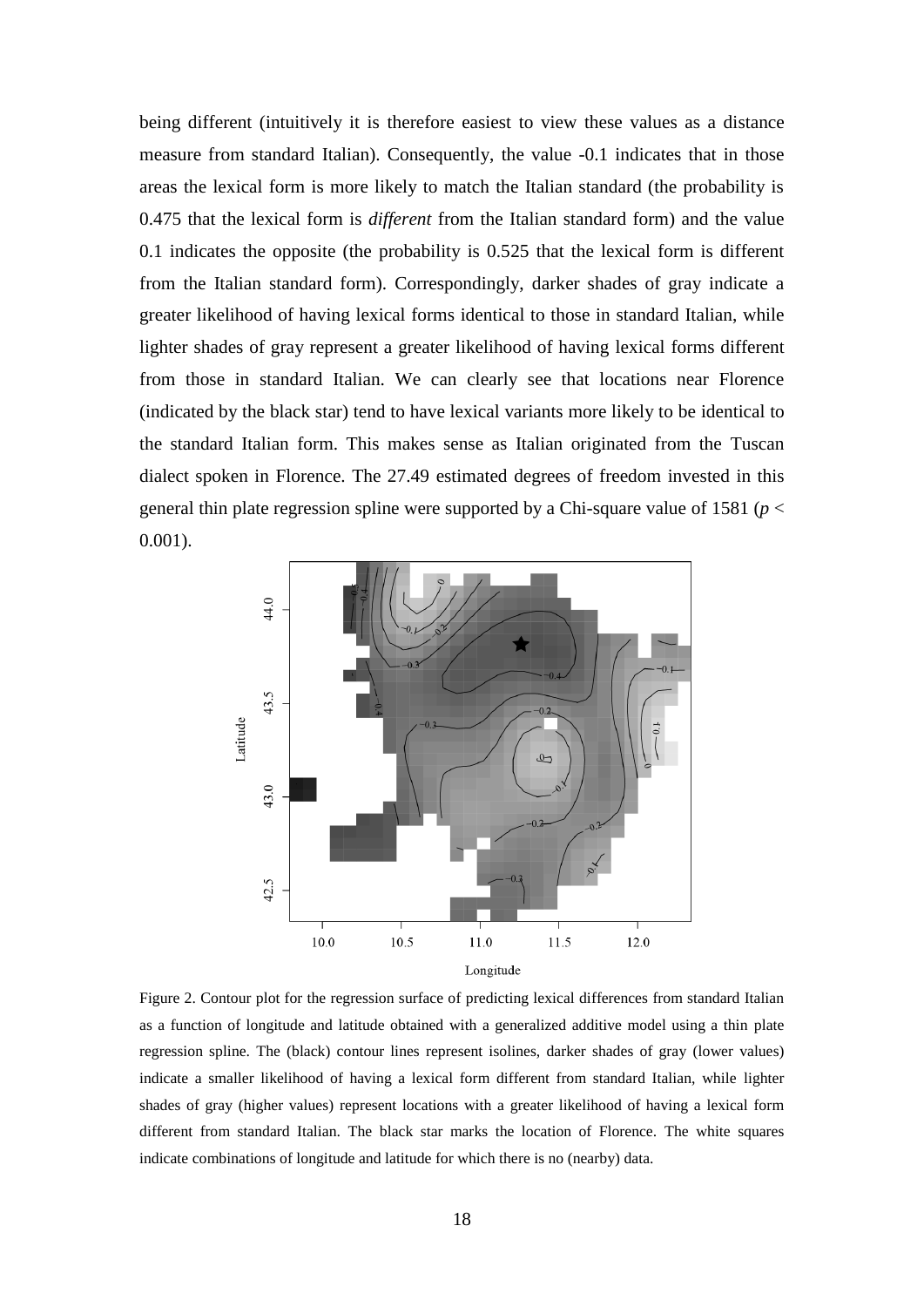being different (intuitively it is therefore easiest to view these values as a distance measure from standard Italian). Consequently, the value -0.1 indicates that in those areas the lexical form is more likely to match the Italian standard (the probability is 0.475 that the lexical form is *different* from the Italian standard form) and the value 0.1 indicates the opposite (the probability is 0.525 that the lexical form is different from the Italian standard form). Correspondingly, darker shades of gray indicate a greater likelihood of having lexical forms identical to those in standard Italian, while lighter shades of gray represent a greater likelihood of having lexical forms different from those in standard Italian. We can clearly see that locations near Florence (indicated by the black star) tend to have lexical variants more likely to be identical to the standard Italian form. This makes sense as Italian originated from the Tuscan dialect spoken in Florence. The 27.49 estimated degrees of freedom invested in this general thin plate regression spline were supported by a Chi-square value of 1581 ($p < 0.001$).

Latitude
44.0
43.5
43.0
42.5
Longitude
10.0
10.5
11.0
11.5
12.0
-0.5
-0.4
0
-0.1
-0.2
-0.3
-0.4
-0.1
-0.4
-0.2
-0.3
0.1
0
-0.1
0
-0.2
-0.2
-0.1
-0.3

Figure 2. Contour plot for the regression surface of predicting lexical differences from standard Italian as a function of longitude and latitude obtained with a generalized additive model using a thin plate regression spline. The (black) contour lines represent isolines, darker shades of gray (lower values) indicate a smaller likelihood of having a lexical form different from standard Italian, while lighter shades of gray (higher values) represent locations with a greater likelihood of having a lexical form different from standard Italian. The black star marks the location of Florence. The white squares indicate combinations of longitude and latitude for which there is no (nearby) data.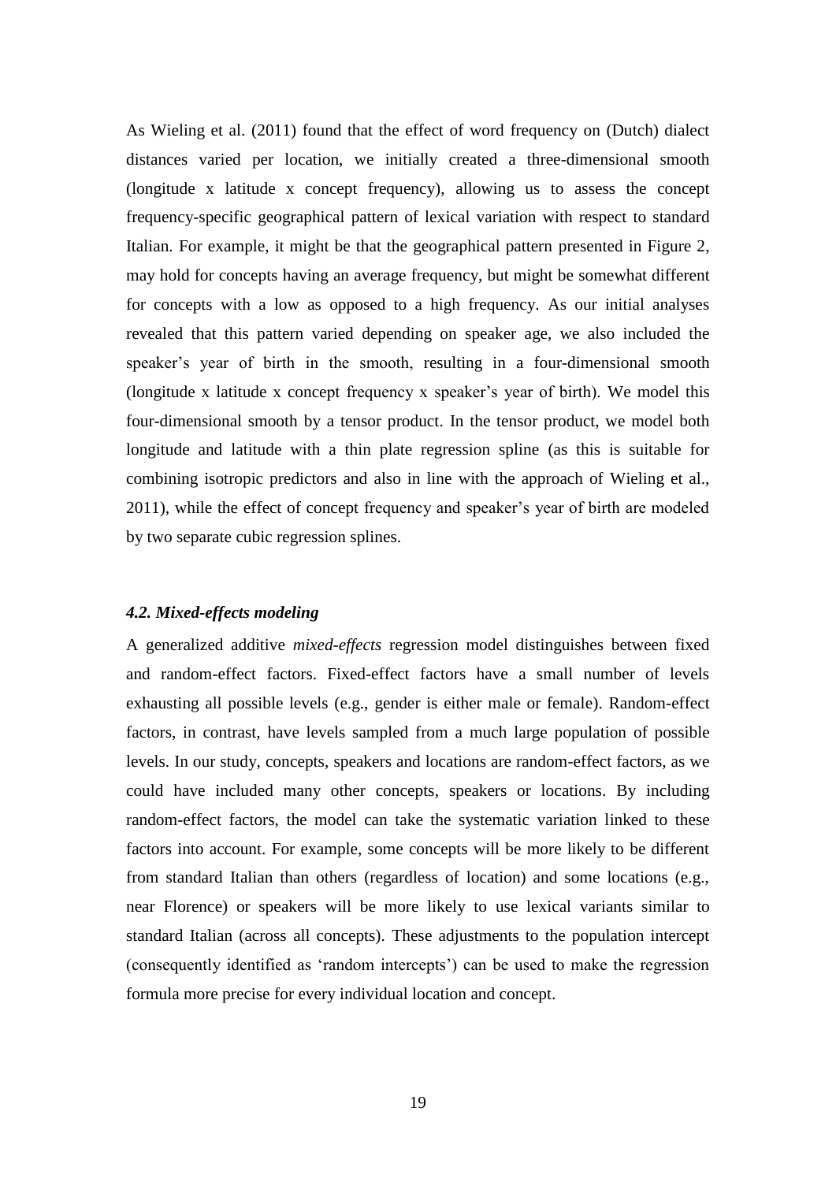As Wieling et al. (2011) found that the effect of word frequency on (Dutch) dialect distances varied per location, we initially created a three-dimensional smooth (longitude x latitude x concept frequency), allowing us to assess the concept frequency-specific geographical pattern of lexical variation with respect to standard Italian. For example, it might be that the geographical pattern presented in Figure 2, may hold for concepts having an average frequency, but might be somewhat different for concepts with a low as opposed to a high frequency. As our initial analyses revealed that this pattern varied depending on speaker age, we also included the speaker's year of birth in the smooth, resulting in a four-dimensional smooth (longitude x latitude x concept frequency x speaker's year of birth). We model this four-dimensional smooth by a tensor product. In the tensor product, we model both longitude and latitude with a thin plate regression spline (as this is suitable for combining isotropic predictors and also in line with the approach of Wieling et al., 2011), while the effect of concept frequency and speaker's year of birth are modeled by two separate cubic regression splines.

### *4.2. Mixed-effects modeling*

A generalized additive *mixed-effects* regression model distinguishes between fixed and random-effect factors. Fixed-effect factors have a small number of levels exhausting all possible levels (e.g., gender is either male or female). Random-effect factors, in contrast, have levels sampled from a much large population of possible levels. In our study, concepts, speakers and locations are random-effect factors, as we could have included many other concepts, speakers or locations. By including random-effect factors, the model can take the systematic variation linked to these factors into account. For example, some concepts will be more likely to be different from standard Italian than others (regardless of location) and some locations (e.g., near Florence) or speakers will be more likely to use lexical variants similar to standard Italian (across all concepts). These adjustments to the population intercept (consequently identified as 'random intercepts') can be used to make the regression formula more precise for every individual location and concept.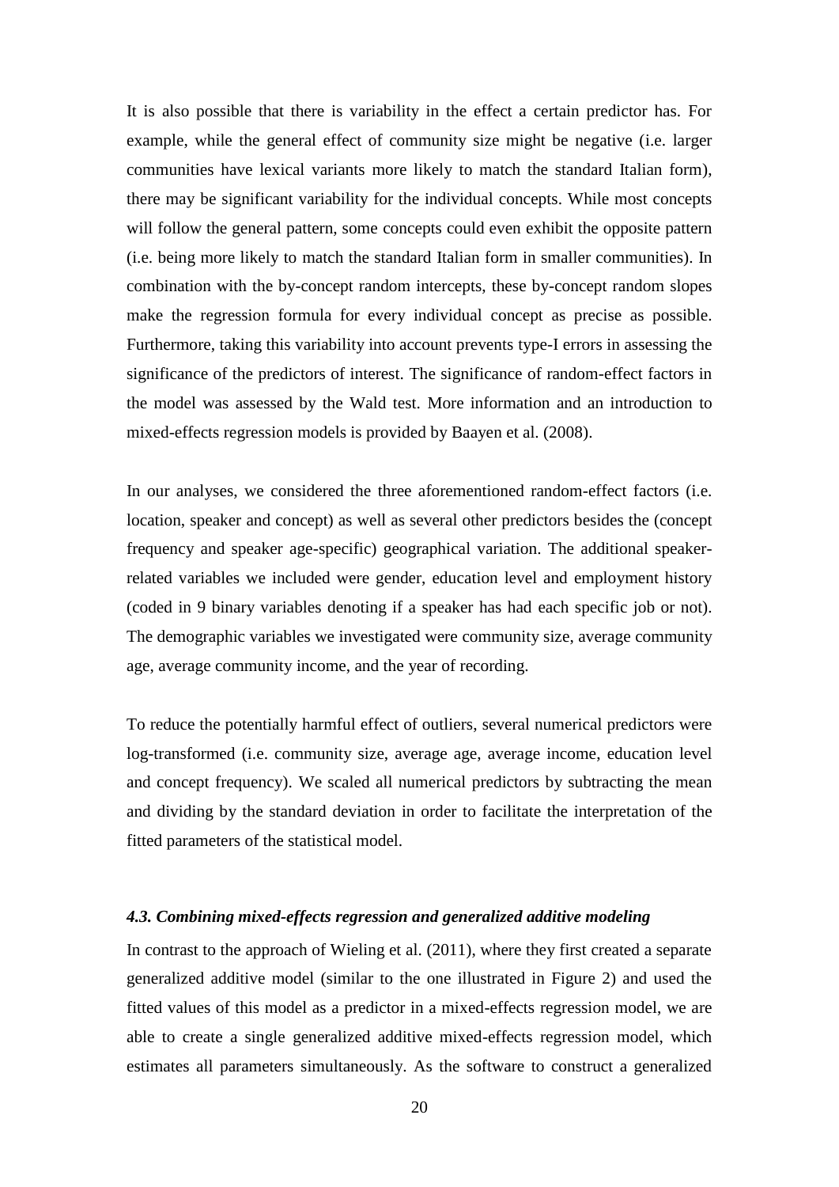It is also possible that there is variability in the effect a certain predictor has. For example, while the general effect of community size might be negative (i.e. larger communities have lexical variants more likely to match the standard Italian form), there may be significant variability for the individual concepts. While most concepts will follow the general pattern, some concepts could even exhibit the opposite pattern (i.e. being more likely to match the standard Italian form in smaller communities). In combination with the by-concept random intercepts, these by-concept random slopes make the regression formula for every individual concept as precise as possible. Furthermore, taking this variability into account prevents type-I errors in assessing the significance of the predictors of interest. The significance of random-effect factors in the model was assessed by the Wald test. More information and an introduction to mixed-effects regression models is provided by Baayen et al. (2008).

In our analyses, we considered the three aforementioned random-effect factors (i.e. location, speaker and concept) as well as several other predictors besides the (concept frequency and speaker age-specific) geographical variation. The additional speaker-related variables we included were gender, education level and employment history (coded in 9 binary variables denoting if a speaker has had each specific job or not). The demographic variables we investigated were community size, average community age, average community income, and the year of recording.

To reduce the potentially harmful effect of outliers, several numerical predictors were log-transformed (i.e. community size, average age, average income, education level and concept frequency). We scaled all numerical predictors by subtracting the mean and dividing by the standard deviation in order to facilitate the interpretation of the fitted parameters of the statistical model.

### *4.3. Combining mixed-effects regression and generalized additive modeling*

In contrast to the approach of Wieling et al. (2011), where they first created a separate generalized additive model (similar to the one illustrated in Figure 2) and used the fitted values of this model as a predictor in a mixed-effects regression model, we are able to create a single generalized additive mixed-effects regression model, which estimates all parameters simultaneously. As the software to construct a generalized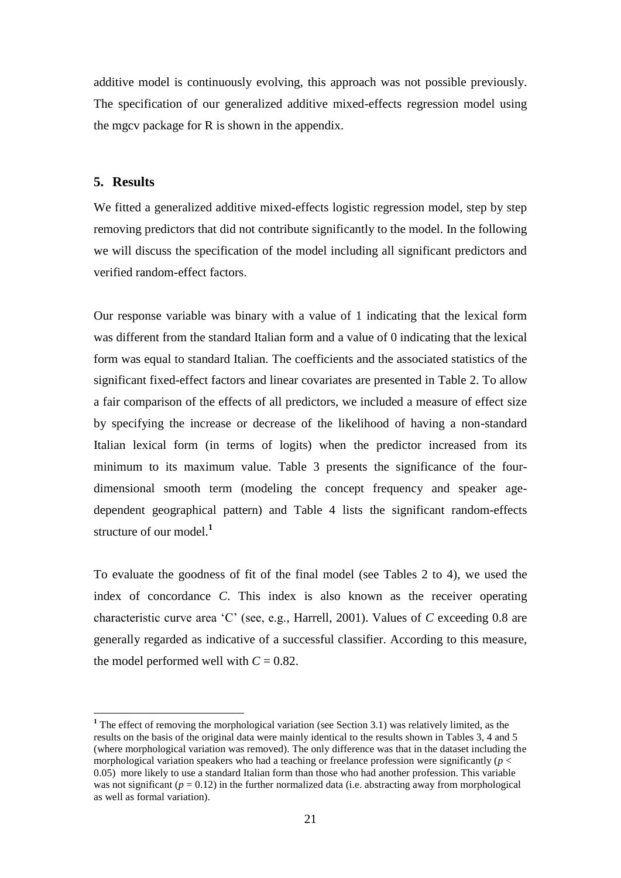additive model is continuously evolving, this approach was not possible previously. The specification of our generalized additive mixed-effects regression model using the mgcv package for R is shown in the appendix.

## 5. Results

We fitted a generalized additive mixed-effects logistic regression model, step by step removing predictors that did not contribute significantly to the model. In the following we will discuss the specification of the model including all significant predictors and verified random-effect factors.

Our response variable was binary with a value of 1 indicating that the lexical form was different from the standard Italian form and a value of 0 indicating that the lexical form was equal to standard Italian. The coefficients and the associated statistics of the significant fixed-effect factors and linear covariates are presented in Table 2. To allow a fair comparison of the effects of all predictors, we included a measure of effect size by specifying the increase or decrease of the likelihood of having a non-standard Italian lexical form (in terms of logits) when the predictor increased from its minimum to its maximum value. Table 3 presents the significance of the four-dimensional smooth term (modeling the concept frequency and speaker age-dependent geographical pattern) and Table 4 lists the significant random-effects structure of our model.[1]

To evaluate the goodness of fit of the final model (see Tables 2 to 4), we used the index of concordance *C*. This index is also known as the receiver operating characteristic curve area 'C' (see, e.g., Harrell, 2001). Values of *C* exceeding 0.8 are generally regarded as indicative of a successful classifier. According to this measure, the model performed well with $C = 0.82$.

[1] The effect of removing the morphological variation (see Section 3.1) was relatively limited, as the results on the basis of the original data were mainly identical to the results shown in Tables 3, 4 and 5 (where morphological variation was removed). The only difference was that in the dataset including the morphological variation speakers who had a teaching or freelance profession were significantly ($p < 0.05$) more likely to use a standard Italian form than those who had another profession. This variable was not significant ($p = 0.12$) in the further normalized data (i.e. abstracting away from morphological as well as formal variation).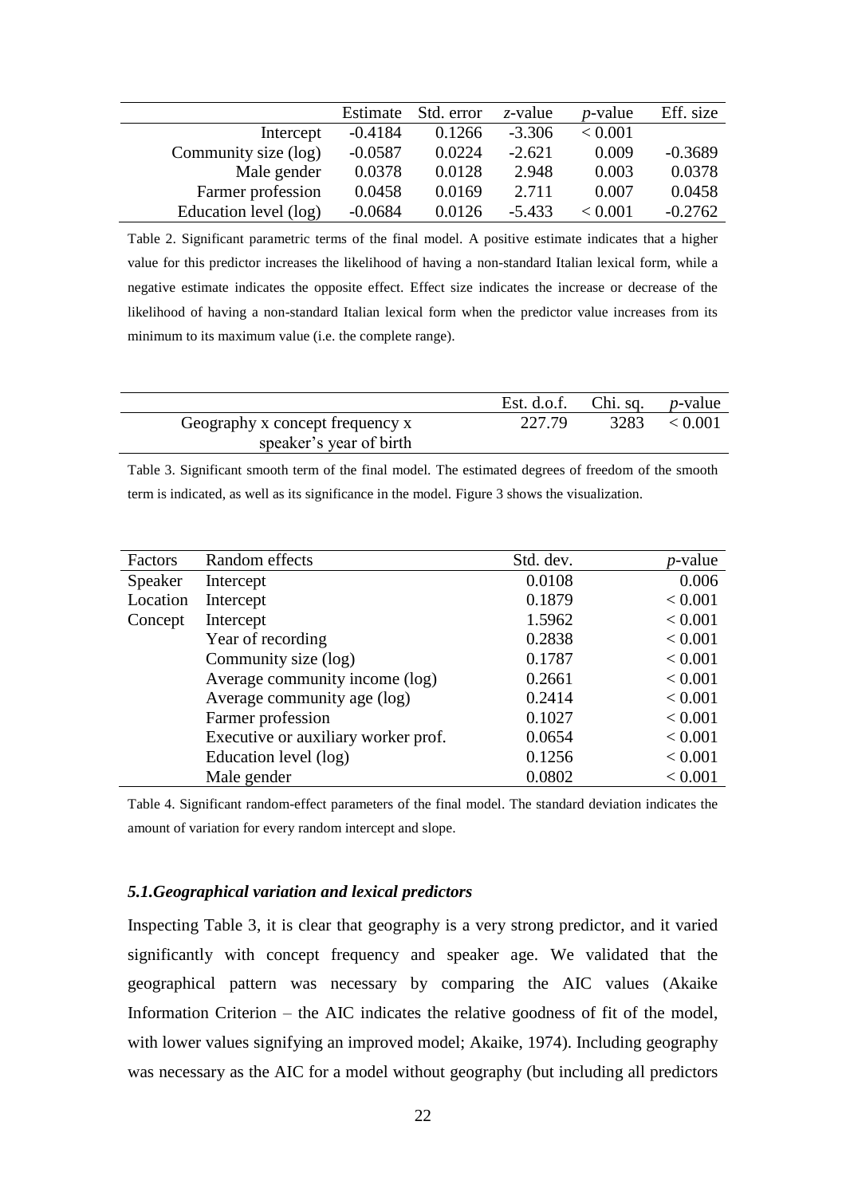| | Estimate | Std. error | *z*-value | *p*-value | Eff. size |
|---|---|---|---|---|---|
| Intercept | -0.4184 | 0.1266 | -3.306 | < 0.001 | |
| Community size (log) | -0.0587 | 0.0224 | -2.621 | 0.009 | -0.3689 |
| Male gender | 0.0378 | 0.0128 | 2.948 | 0.003 | 0.0378 |
| Farmer profession | 0.0458 | 0.0169 | 2.711 | 0.007 | 0.0458 |
| Education level (log) | -0.0684 | 0.0126 | -5.433 | < 0.001 | -0.2762 |

Table 2. Significant parametric terms of the final model. A positive estimate indicates that a higher value for this predictor increases the likelihood of having a non-standard Italian lexical form, while a negative estimate indicates the opposite effect. Effect size indicates the increase or decrease of the likelihood of having a non-standard Italian lexical form when the predictor value increases from its minimum to its maximum value (i.e. the complete range).

| | Est. d.o.f. | Chi. sq. | *p*-value |
|---|---|---|---|
| Geography x concept frequency x speaker's year of birth | 227.79 | 3283 | < 0.001 |

Table 3. Significant smooth term of the final model. The estimated degrees of freedom of the smooth term is indicated, as well as its significance in the model. Figure 3 shows the visualization.

| Factors | Random effects | Std. dev. | *p*-value |
|---|---|---|---|
| Speaker | Intercept | 0.0108 | 0.006 |
| Location | Intercept | 0.1879 | < 0.001 |
| Concept | Intercept | 1.5962 | < 0.001 |
| | Year of recording | 0.2838 | < 0.001 |
| | Community size (log) | 0.1787 | < 0.001 |
| | Average community income (log) | 0.2661 | < 0.001 |
| | Average community age (log) | 0.2414 | < 0.001 |
| | Farmer profession | 0.1027 | < 0.001 |
| | Executive or auxiliary worker prof. | 0.0654 | < 0.001 |
| | Education level (log) | 0.1256 | < 0.001 |
| | Male gender | 0.0802 | < 0.001 |

Table 4. Significant random-effect parameters of the final model. The standard deviation indicates the amount of variation for every random intercept and slope.

### *5.1.Geographical variation and lexical predictors*

Inspecting Table 3, it is clear that geography is a very strong predictor, and it varied significantly with concept frequency and speaker age. We validated that the geographical pattern was necessary by comparing the AIC values (Akaike Information Criterion – the AIC indicates the relative goodness of fit of the model, with lower values signifying an improved model; Akaike, 1974). Including geography was necessary as the AIC for a model without geography (but including all predictors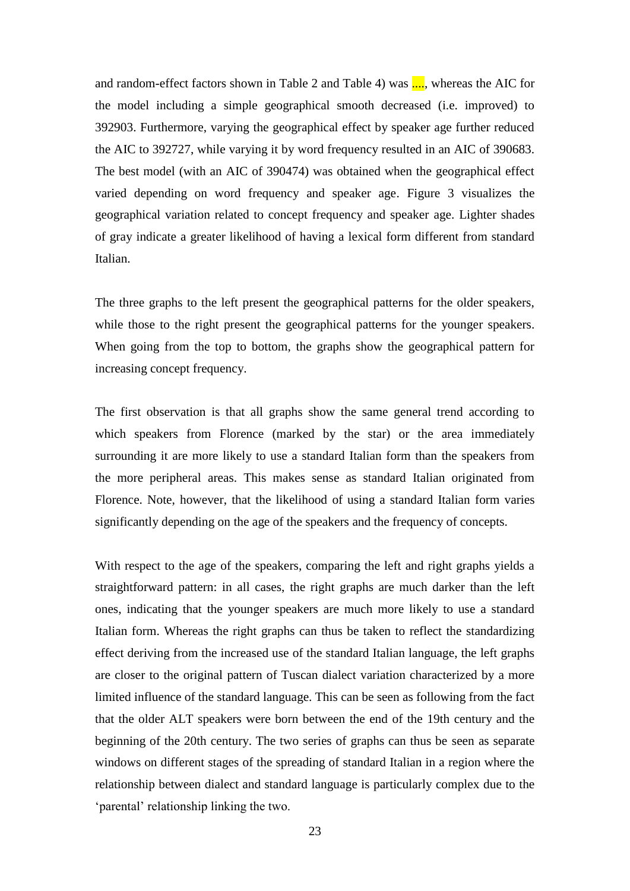and random-effect factors shown in Table 2 and Table 4) was ....., whereas the AIC for the model including a simple geographical smooth decreased (i.e. improved) to 392903. Furthermore, varying the geographical effect by speaker age further reduced the AIC to 392727, while varying it by word frequency resulted in an AIC of 390683. The best model (with an AIC of 390474) was obtained when the geographical effect varied depending on word frequency and speaker age. Figure 3 visualizes the geographical variation related to concept frequency and speaker age. Lighter shades of gray indicate a greater likelihood of having a lexical form different from standard Italian.

The three graphs to the left present the geographical patterns for the older speakers, while those to the right present the geographical patterns for the younger speakers. When going from the top to bottom, the graphs show the geographical pattern for increasing concept frequency.

The first observation is that all graphs show the same general trend according to which speakers from Florence (marked by the star) or the area immediately surrounding it are more likely to use a standard Italian form than the speakers from the more peripheral areas. This makes sense as standard Italian originated from Florence. Note, however, that the likelihood of using a standard Italian form varies significantly depending on the age of the speakers and the frequency of concepts.

With respect to the age of the speakers, comparing the left and right graphs yields a straightforward pattern: in all cases, the right graphs are much darker than the left ones, indicating that the younger speakers are much more likely to use a standard Italian form. Whereas the right graphs can thus be taken to reflect the standardizing effect deriving from the increased use of the standard Italian language, the left graphs are closer to the original pattern of Tuscan dialect variation characterized by a more limited influence of the standard language. This can be seen as following from the fact that the older ALT speakers were born between the end of the 19th century and the beginning of the 20th century. The two series of graphs can thus be seen as separate windows on different stages of the spreading of standard Italian in a region where the relationship between dialect and standard language is particularly complex due to the 'parental' relationship linking the two.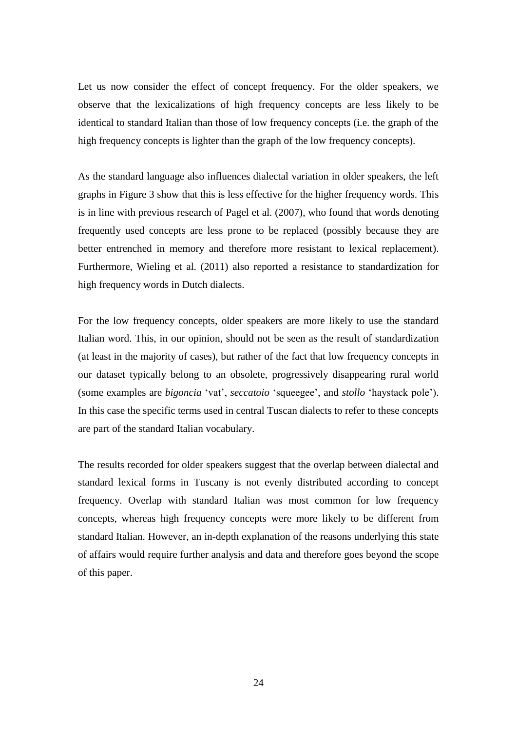Let us now consider the effect of concept frequency. For the older speakers, we observe that the lexicalizations of high frequency concepts are less likely to be identical to standard Italian than those of low frequency concepts (i.e. the graph of the high frequency concepts is lighter than the graph of the low frequency concepts).

As the standard language also influences dialectal variation in older speakers, the left graphs in Figure 3 show that this is less effective for the higher frequency words. This is in line with previous research of Pagel et al. (2007), who found that words denoting frequently used concepts are less prone to be replaced (possibly because they are better entrenched in memory and therefore more resistant to lexical replacement). Furthermore, Wieling et al. (2011) also reported a resistance to standardization for high frequency words in Dutch dialects.

For the low frequency concepts, older speakers are more likely to use the standard Italian word. This, in our opinion, should not be seen as the result of standardization (at least in the majority of cases), but rather of the fact that low frequency concepts in our dataset typically belong to an obsolete, progressively disappearing rural world (some examples are *bigoncia* 'vat', *seccatoio* 'squeegee', and *stollo* 'haystack pole'). In this case the specific terms used in central Tuscan dialects to refer to these concepts are part of the standard Italian vocabulary.

The results recorded for older speakers suggest that the overlap between dialectal and standard lexical forms in Tuscany is not evenly distributed according to concept frequency. Overlap with standard Italian was most common for low frequency concepts, whereas high frequency concepts were more likely to be different from standard Italian. However, an in-depth explanation of the reasons underlying this state of affairs would require further analysis and data and therefore goes beyond the scope of this paper.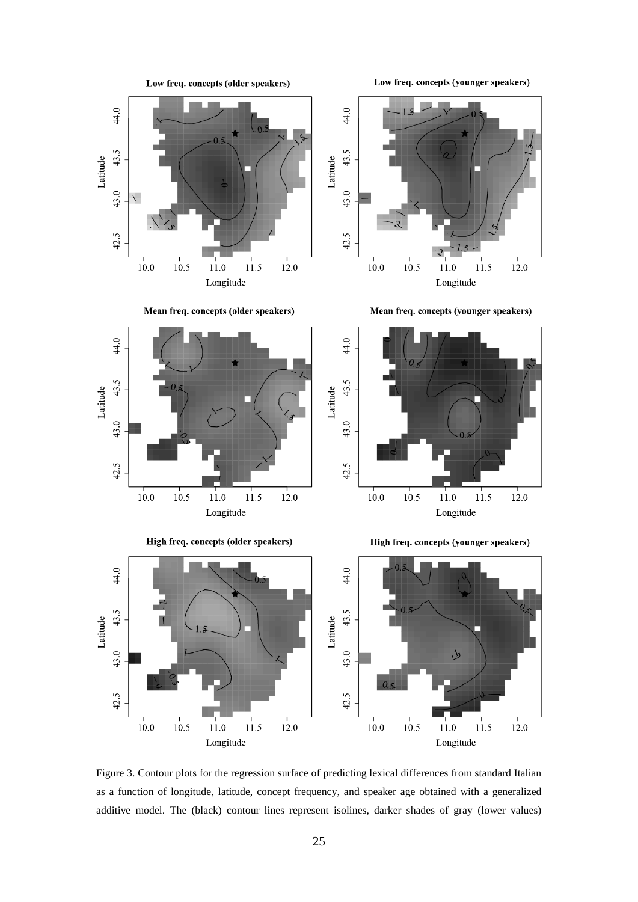Low freq. concepts (older speakers)

Low freq. concepts (younger speakers)

Mean freq. concepts (older speakers)

Mean freq. concepts (younger speakers)

High freq. concepts (older speakers)

High freq. concepts (younger speakers)

Figure 3. Contour plots for the regression surface of predicting lexical differences from standard Italian as a function of longitude, latitude, concept frequency, and speaker age obtained with a generalized additive model. The (black) contour lines represent isolines, darker shades of gray (lower values)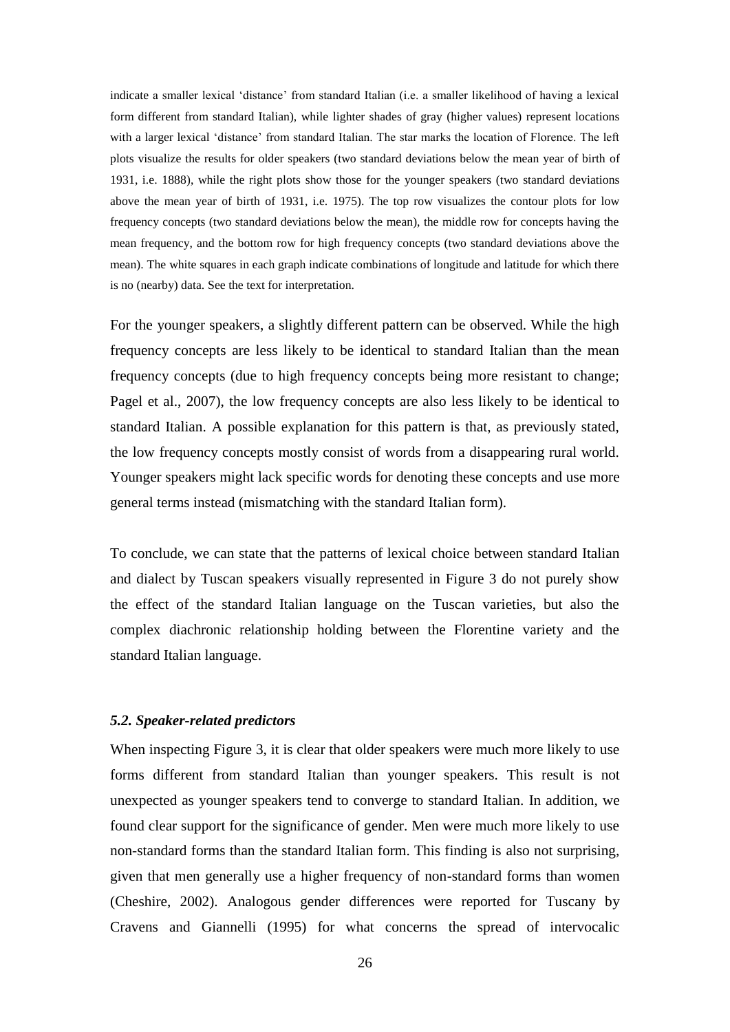indicate a smaller lexical 'distance' from standard Italian (i.e. a smaller likelihood of having a lexical form different from standard Italian), while lighter shades of gray (higher values) represent locations with a larger lexical 'distance' from standard Italian. The star marks the location of Florence. The left plots visualize the results for older speakers (two standard deviations below the mean year of birth of 1931, i.e. 1888), while the right plots show those for the younger speakers (two standard deviations above the mean year of birth of 1931, i.e. 1975). The top row visualizes the contour plots for low frequency concepts (two standard deviations below the mean), the middle row for concepts having the mean frequency, and the bottom row for high frequency concepts (two standard deviations above the mean). The white squares in each graph indicate combinations of longitude and latitude for which there is no (nearby) data. See the text for interpretation.

For the younger speakers, a slightly different pattern can be observed. While the high frequency concepts are less likely to be identical to standard Italian than the mean frequency concepts (due to high frequency concepts being more resistant to change; Pagel et al., 2007), the low frequency concepts are also less likely to be identical to standard Italian. A possible explanation for this pattern is that, as previously stated, the low frequency concepts mostly consist of words from a disappearing rural world. Younger speakers might lack specific words for denoting these concepts and use more general terms instead (mismatching with the standard Italian form).

To conclude, we can state that the patterns of lexical choice between standard Italian and dialect by Tuscan speakers visually represented in Figure 3 do not purely show the effect of the standard Italian language on the Tuscan varieties, but also the complex diachronic relationship holding between the Florentine variety and the standard Italian language.

### *5.2. Speaker-related predictors*

When inspecting Figure 3, it is clear that older speakers were much more likely to use forms different from standard Italian than younger speakers. This result is not unexpected as younger speakers tend to converge to standard Italian. In addition, we found clear support for the significance of gender. Men were much more likely to use non-standard forms than the standard Italian form. This finding is also not surprising, given that men generally use a higher frequency of non-standard forms than women (Cheshire, 2002). Analogous gender differences were reported for Tuscany by Cravens and Giannelli (1995) for what concerns the spread of intervocalic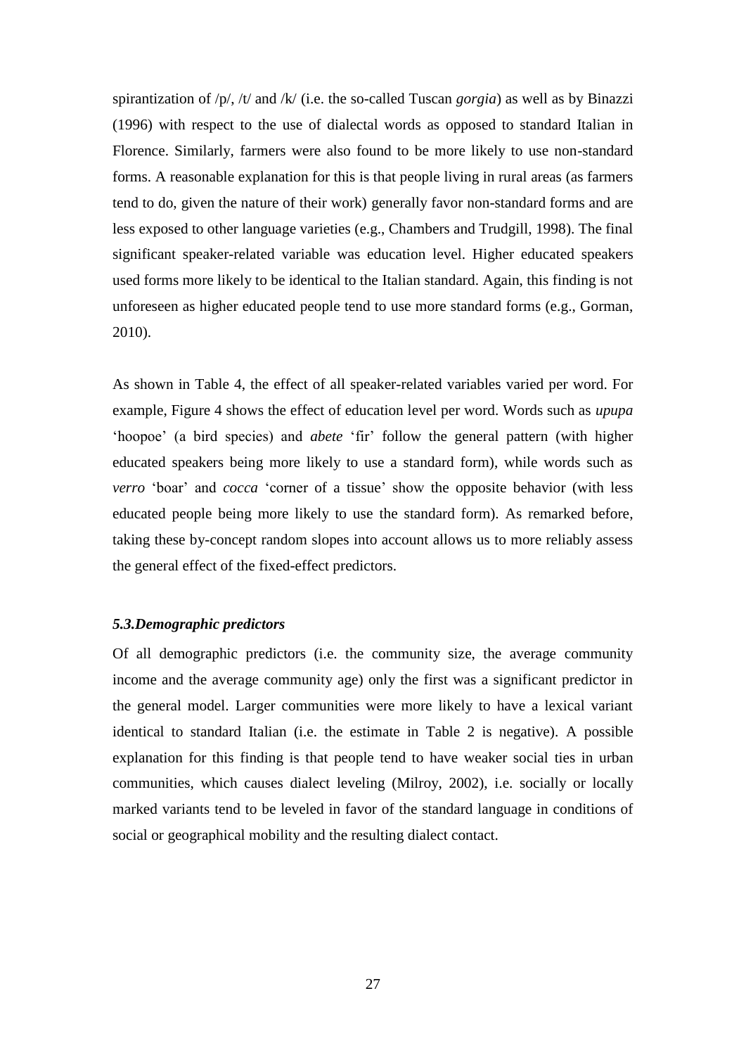spirantization of /p/, /t/ and /k/ (i.e. the so-called Tuscan *gorgia*) as well as by Binazzi (1996) with respect to the use of dialectal words as opposed to standard Italian in Florence. Similarly, farmers were also found to be more likely to use non-standard forms. A reasonable explanation for this is that people living in rural areas (as farmers tend to do, given the nature of their work) generally favor non-standard forms and are less exposed to other language varieties (e.g., Chambers and Trudgill, 1998). The final significant speaker-related variable was education level. Higher educated speakers used forms more likely to be identical to the Italian standard. Again, this finding is not unforeseen as higher educated people tend to use more standard forms (e.g., Gorman, 2010).

As shown in Table 4, the effect of all speaker-related variables varied per word. For example, Figure 4 shows the effect of education level per word. Words such as *upupa* 'hoopoe' (a bird species) and *abete* 'fir' follow the general pattern (with higher educated speakers being more likely to use a standard form), while words such as *verro* 'boar' and *cocca* 'corner of a tissue' show the opposite behavior (with less educated people being more likely to use the standard form). As remarked before, taking these by-concept random slopes into account allows us to more reliably assess the general effect of the fixed-effect predictors.

### *5.3.Demographic predictors*

Of all demographic predictors (i.e. the community size, the average community income and the average community age) only the first was a significant predictor in the general model. Larger communities were more likely to have a lexical variant identical to standard Italian (i.e. the estimate in Table 2 is negative). A possible explanation for this finding is that people tend to have weaker social ties in urban communities, which causes dialect leveling (Milroy, 2002), i.e. socially or locally marked variants tend to be leveled in favor of the standard language in conditions of social or geographical mobility and the resulting dialect contact.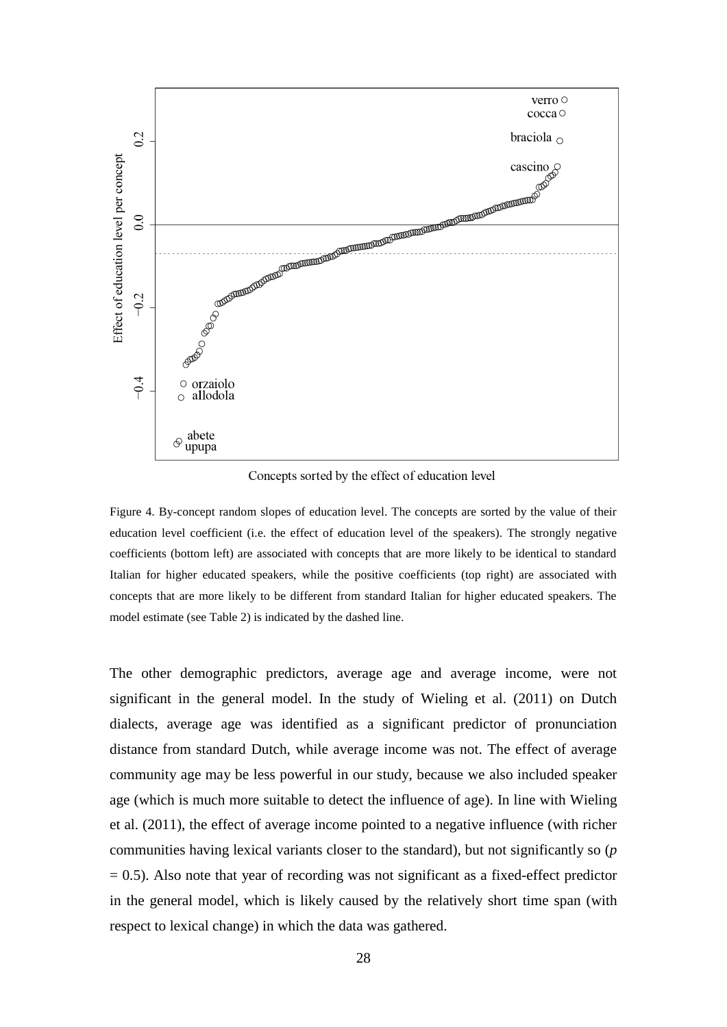Effect of education level per concept

0.2

0.0

−0.2

−0.4

verro
cocca
braciola
cascino
orzaiolo
allodola
abete
upupa

Concepts sorted by the effect of education level

Figure 4. By-concept random slopes of education level. The concepts are sorted by the value of their education level coefficient (i.e. the effect of education level of the speakers). The strongly negative coefficients (bottom left) are associated with concepts that are more likely to be identical to standard Italian for higher educated speakers, while the positive coefficients (top right) are associated with concepts that are more likely to be different from standard Italian for higher educated speakers. The model estimate (see Table 2) is indicated by the dashed line.

The other demographic predictors, average age and average income, were not significant in the general model. In the study of Wieling et al. (2011) on Dutch dialects, average age was identified as a significant predictor of pronunciation distance from standard Dutch, while average income was not. The effect of average community age may be less powerful in our study, because we also included speaker age (which is much more suitable to detect the influence of age). In line with Wieling et al. (2011), the effect of average income pointed to a negative influence (with richer communities having lexical variants closer to the standard), but not significantly so ($p = 0.5$). Also note that year of recording was not significant as a fixed-effect predictor in the general model, which is likely caused by the relatively short time span (with respect to lexical change) in which the data was gathered.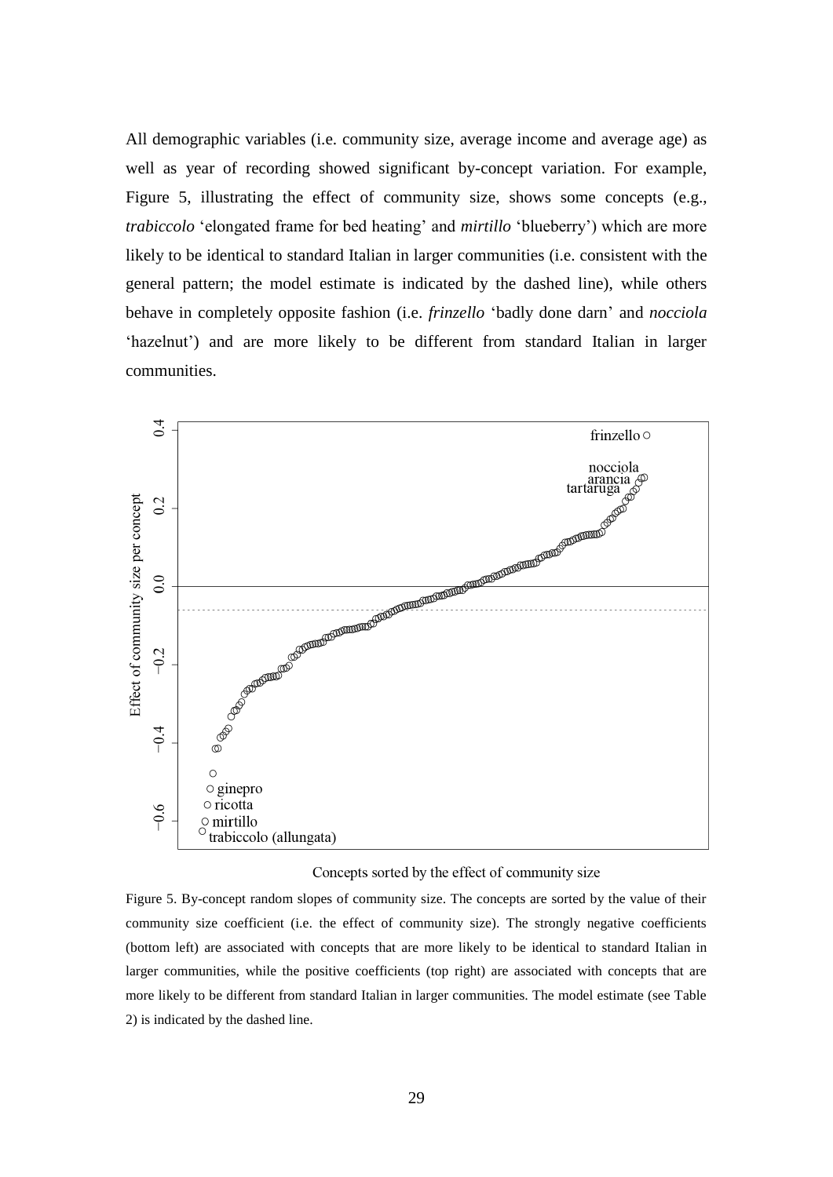All demographic variables (i.e. community size, average income and average age) as well as year of recording showed significant by-concept variation. For example, Figure 5, illustrating the effect of community size, shows some concepts (e.g., *trabiccolo* 'elongated frame for bed heating' and *mirtillo* 'blueberry') which are more likely to be identical to standard Italian in larger communities (i.e. consistent with the general pattern; the model estimate is indicated by the dashed line), while others behave in completely opposite fashion (i.e. *frinzello* 'badly done darn' and *nocciola* 'hazelnut') and are more likely to be different from standard Italian in larger communities.

Effect of community size per concept

0.4
0.2
0.0
−0.2
−0.4
−0.6

frinzello
nocciola
arancia
tartaruga
ginepro
ricotta
mirtillo
trabiccolo (allungata)

Concepts sorted by the effect of community size

Figure 5. By-concept random slopes of community size. The concepts are sorted by the value of their community size coefficient (i.e. the effect of community size). The strongly negative coefficients (bottom left) are associated with concepts that are more likely to be identical to standard Italian in larger communities, while the positive coefficients (top right) are associated with concepts that are more likely to be different from standard Italian in larger communities. The model estimate (see Table 2) is indicated by the dashed line.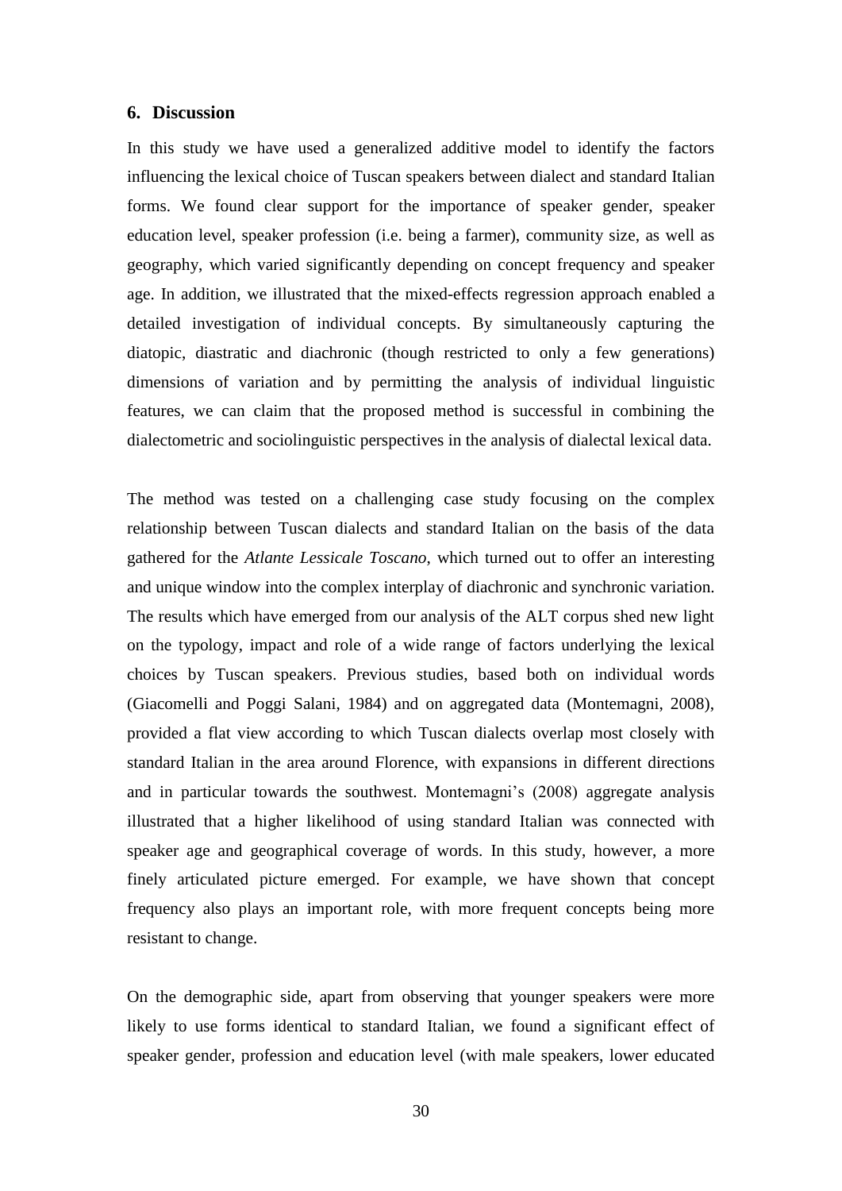## 6. Discussion

In this study we have used a generalized additive model to identify the factors influencing the lexical choice of Tuscan speakers between dialect and standard Italian forms. We found clear support for the importance of speaker gender, speaker education level, speaker profession (i.e. being a farmer), community size, as well as geography, which varied significantly depending on concept frequency and speaker age. In addition, we illustrated that the mixed-effects regression approach enabled a detailed investigation of individual concepts. By simultaneously capturing the diatopic, diastratic and diachronic (though restricted to only a few generations) dimensions of variation and by permitting the analysis of individual linguistic features, we can claim that the proposed method is successful in combining the dialectometric and sociolinguistic perspectives in the analysis of dialectal lexical data.

The method was tested on a challenging case study focusing on the complex relationship between Tuscan dialects and standard Italian on the basis of the data gathered for the *Atlante Lessicale Toscano*, which turned out to offer an interesting and unique window into the complex interplay of diachronic and synchronic variation. The results which have emerged from our analysis of the ALT corpus shed new light on the typology, impact and role of a wide range of factors underlying the lexical choices by Tuscan speakers. Previous studies, based both on individual words (Giacomelli and Poggi Salani, 1984) and on aggregated data (Montemagni, 2008), provided a flat view according to which Tuscan dialects overlap most closely with standard Italian in the area around Florence, with expansions in different directions and in particular towards the southwest. Montemagni's (2008) aggregate analysis illustrated that a higher likelihood of using standard Italian was connected with speaker age and geographical coverage of words. In this study, however, a more finely articulated picture emerged. For example, we have shown that concept frequency also plays an important role, with more frequent concepts being more resistant to change.

On the demographic side, apart from observing that younger speakers were more likely to use forms identical to standard Italian, we found a significant effect of speaker gender, profession and education level (with male speakers, lower educated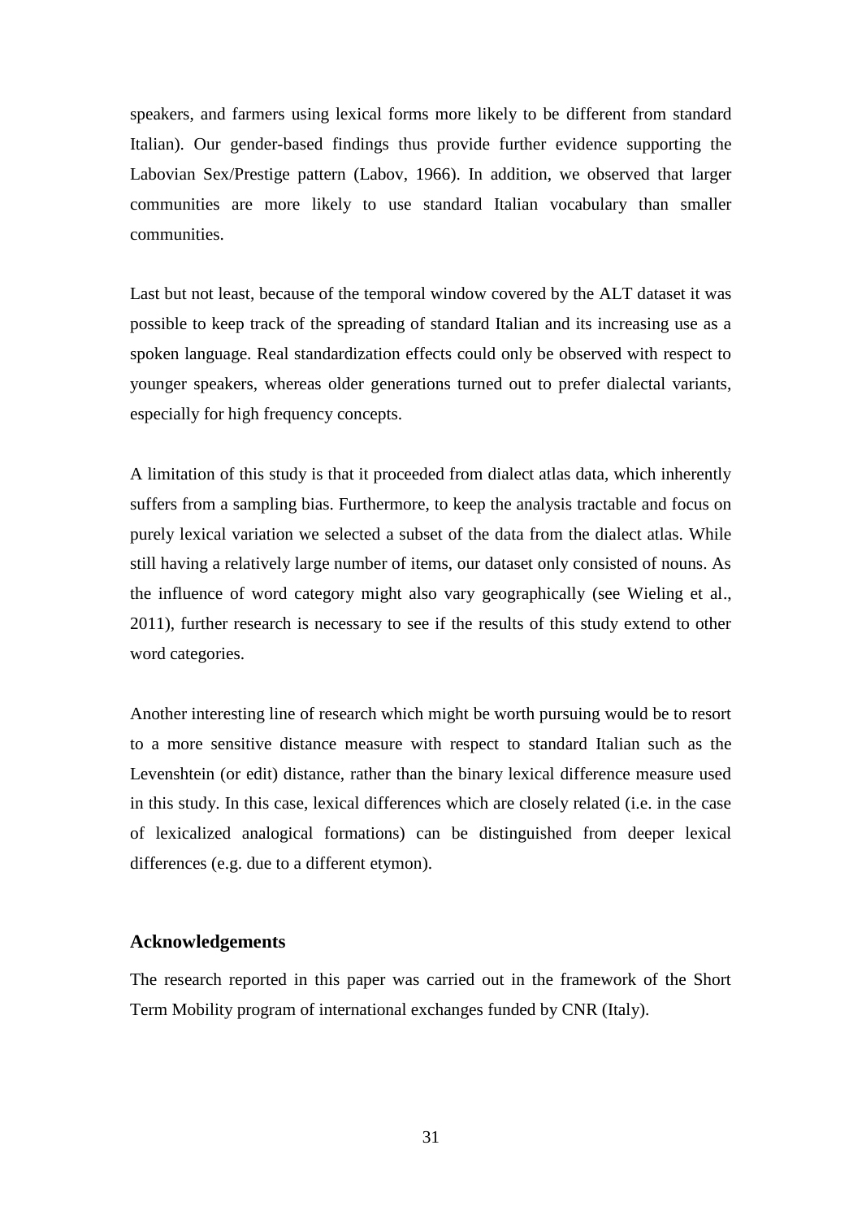speakers, and farmers using lexical forms more likely to be different from standard Italian). Our gender-based findings thus provide further evidence supporting the Labovian Sex/Prestige pattern (Labov, 1966). In addition, we observed that larger communities are more likely to use standard Italian vocabulary than smaller communities.

Last but not least, because of the temporal window covered by the ALT dataset it was possible to keep track of the spreading of standard Italian and its increasing use as a spoken language. Real standardization effects could only be observed with respect to younger speakers, whereas older generations turned out to prefer dialectal variants, especially for high frequency concepts.

A limitation of this study is that it proceeded from dialect atlas data, which inherently suffers from a sampling bias. Furthermore, to keep the analysis tractable and focus on purely lexical variation we selected a subset of the data from the dialect atlas. While still having a relatively large number of items, our dataset only consisted of nouns. As the influence of word category might also vary geographically (see Wieling et al., 2011), further research is necessary to see if the results of this study extend to other word categories.

Another interesting line of research which might be worth pursuing would be to resort to a more sensitive distance measure with respect to standard Italian such as the Levenshtein (or edit) distance, rather than the binary lexical difference measure used in this study. In this case, lexical differences which are closely related (i.e. in the case of lexicalized analogical formations) can be distinguished from deeper lexical differences (e.g. due to a different etymon).

## Acknowledgements

The research reported in this paper was carried out in the framework of the Short Term Mobility program of international exchanges funded by CNR (Italy).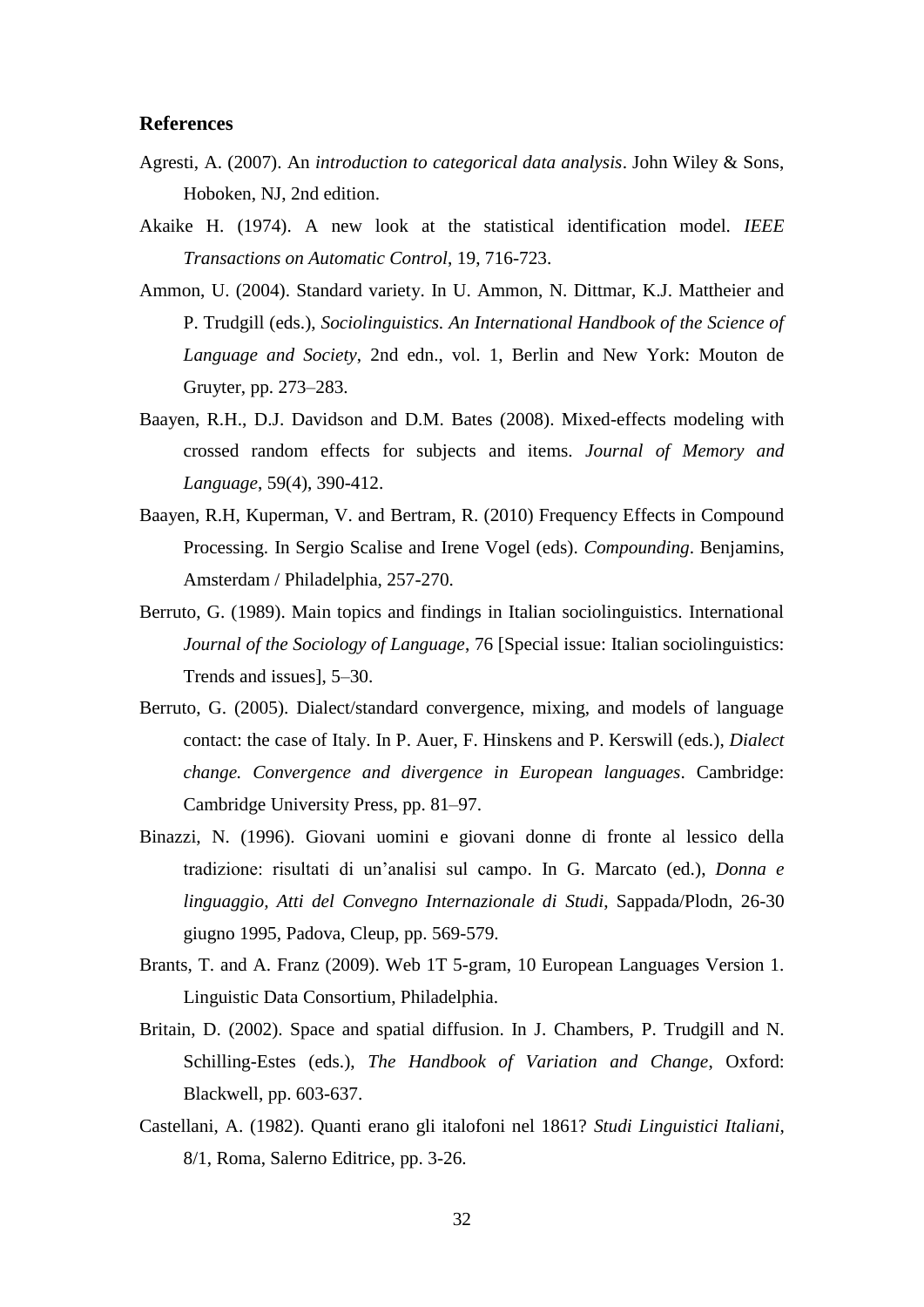### References

Agresti, A. (2007). An *introduction to categorical data analysis*. John Wiley & Sons, Hoboken, NJ, 2nd edition.

Akaike H. (1974). A new look at the statistical identification model. *IEEE Transactions on Automatic Control*, 19, 716-723.

Ammon, U. (2004). Standard variety. In U. Ammon, N. Dittmar, K.J. Mattheier and P. Trudgill (eds.), *Sociolinguistics. An International Handbook of the Science of Language and Society*, 2nd edn., vol. 1, Berlin and New York: Mouton de Gruyter, pp. 273–283.

Baayen, R.H., D.J. Davidson and D.M. Bates (2008). Mixed-effects modeling with crossed random effects for subjects and items. *Journal of Memory and Language*, 59(4), 390-412.

Baayen, R.H, Kuperman, V. and Bertram, R. (2010) Frequency Effects in Compound Processing. In Sergio Scalise and Irene Vogel (eds). *Compounding*. Benjamins, Amsterdam / Philadelphia, 257-270.

Berruto, G. (1989). Main topics and findings in Italian sociolinguistics. International *Journal of the Sociology of Language*, 76 [Special issue: Italian sociolinguistics: Trends and issues], 5–30.

Berruto, G. (2005). Dialect/standard convergence, mixing, and models of language contact: the case of Italy. In P. Auer, F. Hinskens and P. Kerswill (eds.), *Dialect change. Convergence and divergence in European languages*. Cambridge: Cambridge University Press, pp. 81–97.

Binazzi, N. (1996). Giovani uomini e giovani donne di fronte al lessico della tradizione: risultati di un'analisi sul campo. In G. Marcato (ed.), *Donna e linguaggio, Atti del Convegno Internazionale di Studi*, Sappada/Plodn, 26-30 giugno 1995, Padova, Cleup, pp. 569-579.

Brants, T. and A. Franz (2009). Web 1T 5-gram, 10 European Languages Version 1. Linguistic Data Consortium, Philadelphia.

Britain, D. (2002). Space and spatial diffusion. In J. Chambers, P. Trudgill and N. Schilling-Estes (eds.), *The Handbook of Variation and Change*, Oxford: Blackwell, pp. 603-637.

Castellani, A. (1982). Quanti erano gli italofoni nel 1861? *Studi Linguistici Italiani*, 8/1, Roma, Salerno Editrice, pp. 3-26.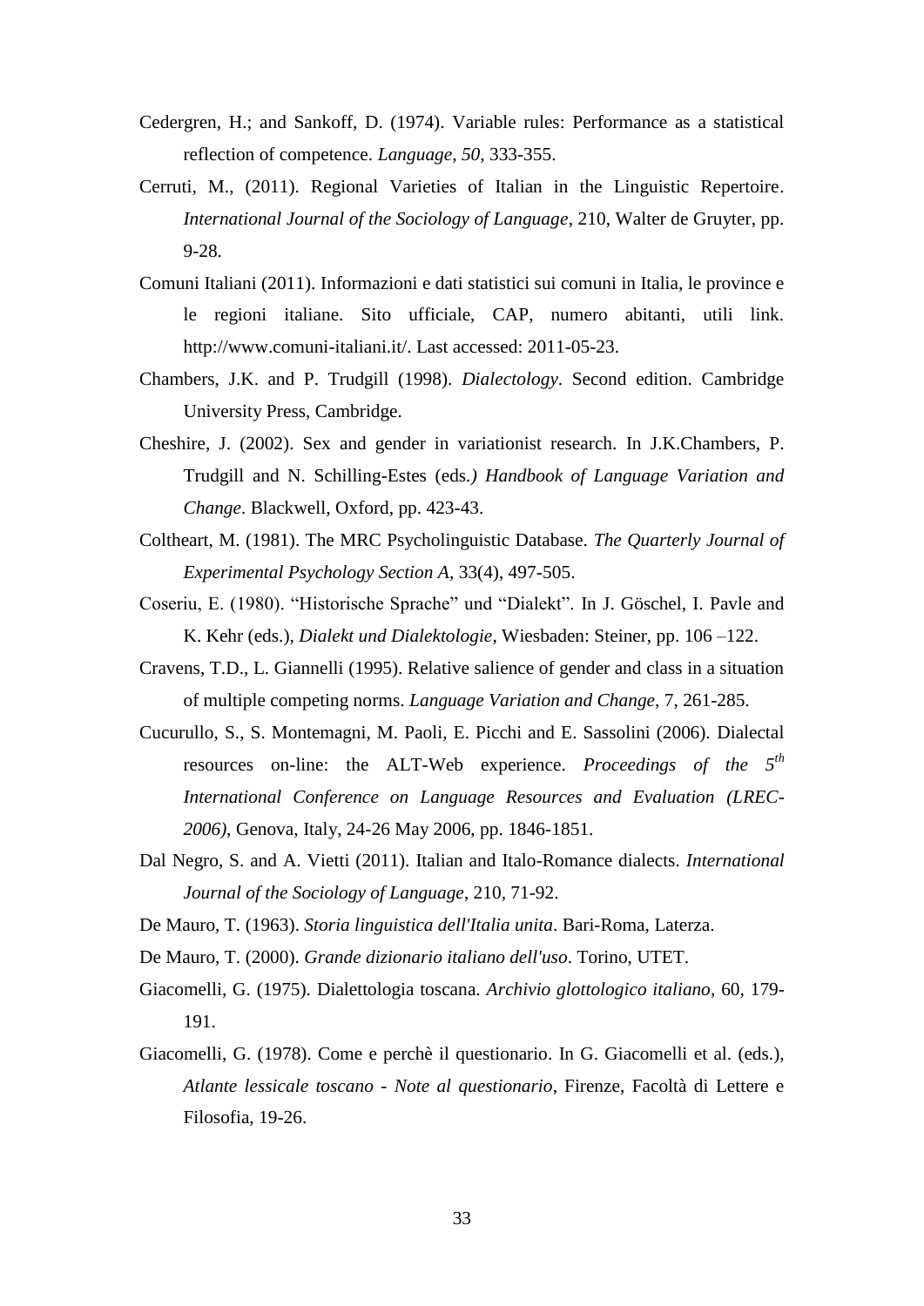Cedergren, H.; and Sankoff, D. (1974). Variable rules: Performance as a statistical reflection of competence. *Language*, *50*, 333-355.

Cerruti, M., (2011). Regional Varieties of Italian in the Linguistic Repertoire. *International Journal of the Sociology of Language*, 210, Walter de Gruyter, pp. 9-28.

Comuni Italiani (2011). Informazioni e dati statistici sui comuni in Italia, le province e le regioni italiane. Sito ufficiale, CAP, numero abitanti, utili link. http://www.comuni-italiani.it/. Last accessed: 2011-05-23.

Chambers, J.K. and P. Trudgill (1998). *Dialectology*. Second edition. Cambridge University Press, Cambridge.

Cheshire, J. (2002). Sex and gender in variationist research. In J.K.Chambers, P. Trudgill and N. Schilling-Estes (eds*.) Handbook of Language Variation and Change*. Blackwell, Oxford, pp. 423-43.

Coltheart, M. (1981). The MRC Psycholinguistic Database. *The Quarterly Journal of Experimental Psychology Section A*, 33(4), 497-505.

Coseriu, E. (1980). "Historische Sprache" und "Dialekt". In J. Göschel, I. Pavle and K. Kehr (eds.), *Dialekt und Dialektologie*, Wiesbaden: Steiner, pp. 106 –122.

Cravens, T.D., L. Giannelli (1995). Relative salience of gender and class in a situation of multiple competing norms. *Language Variation and Change*, 7, 261-285.

Cucurullo, S., S. Montemagni, M. Paoli, E. Picchi and E. Sassolini (2006). Dialectal resources on-line: the ALT-Web experience. *Proceedings of the 5th International Conference on Language Resources and Evaluation (LREC-2006)*, Genova, Italy, 24-26 May 2006, pp. 1846-1851.

Dal Negro, S. and A. Vietti (2011). Italian and Italo-Romance dialects. *International Journal of the Sociology of Language*, 210, 71-92.

De Mauro, T. (1963). *Storia linguistica dell'Italia unita*. Bari-Roma, Laterza.

De Mauro, T. (2000). *Grande dizionario italiano dell'uso*. Torino, UTET.

Giacomelli, G. (1975). Dialettologia toscana. *Archivio glottologico italiano*, 60, 179-191.

Giacomelli, G. (1978). Come e perchè il questionario. In G. Giacomelli et al. (eds.), *Atlante lessicale toscano - Note al questionario*, Firenze, Facoltà di Lettere e Filosofia, 19-26.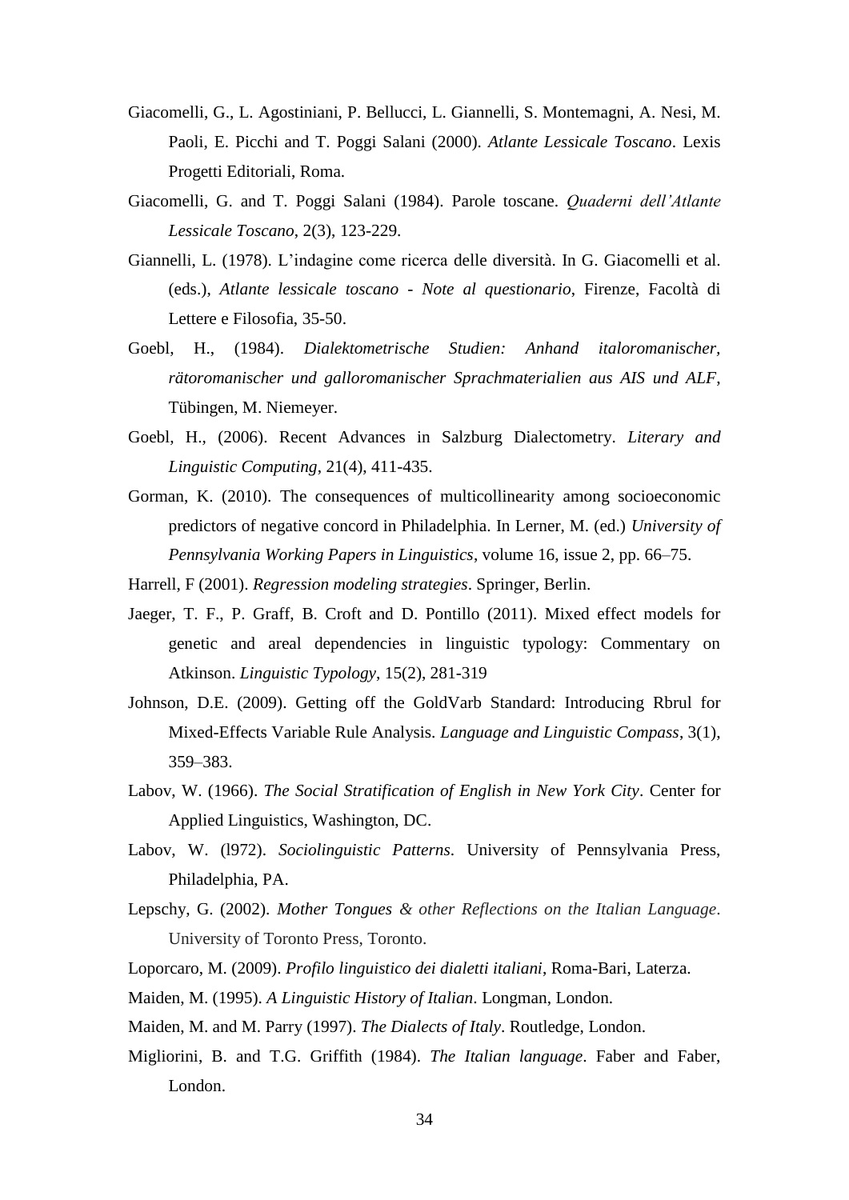Giacomelli, G., L. Agostiniani, P. Bellucci, L. Giannelli, S. Montemagni, A. Nesi, M. Paoli, E. Picchi and T. Poggi Salani (2000). *Atlante Lessicale Toscano*. Lexis Progetti Editoriali, Roma.

Giacomelli, G. and T. Poggi Salani (1984). Parole toscane. *Quaderni dell'Atlante Lessicale Toscano*, 2(3), 123-229.

Giannelli, L. (1978). L'indagine come ricerca delle diversità. In G. Giacomelli et al. (eds.), *Atlante lessicale toscano - Note al questionario*, Firenze, Facoltà di Lettere e Filosofia, 35-50.

Goebl, H., (1984). *Dialektometrische Studien: Anhand italoromanischer, rätoromanischer und galloromanischer Sprachmaterialien aus AIS und ALF*, Tübingen, M. Niemeyer.

Goebl, H., (2006). Recent Advances in Salzburg Dialectometry. *Literary and Linguistic Computing*, 21(4), 411-435.

Gorman, K. (2010). The consequences of multicollinearity among socioeconomic predictors of negative concord in Philadelphia. In Lerner, M. (ed.) *University of Pennsylvania Working Papers in Linguistics*, volume 16, issue 2, pp. 66–75.

Harrell, F (2001). *Regression modeling strategies*. Springer, Berlin.

Jaeger, T. F., P. Graff, B. Croft and D. Pontillo (2011). Mixed effect models for genetic and areal dependencies in linguistic typology: Commentary on Atkinson. *Linguistic Typology*, 15(2), 281-319

Johnson, D.E. (2009). Getting off the GoldVarb Standard: Introducing Rbrul for Mixed-Effects Variable Rule Analysis. *Language and Linguistic Compass*, 3(1), 359–383.

Labov, W. (1966). *The Social Stratification of English in New York City*. Center for Applied Linguistics, Washington, DC.

Labov, W. (l972). *Sociolinguistic Patterns*. University of Pennsylvania Press, Philadelphia, PA.

Lepschy, G. (2002). *Mother Tongues & other Reflections on the Italian Language*. University of Toronto Press, Toronto.

Loporcaro, M. (2009). *Profilo linguistico dei dialetti italiani*, Roma-Bari, Laterza.

Maiden, M. (1995). *A Linguistic History of Italian*. Longman, London.

Maiden, M. and M. Parry (1997). *The Dialects of Italy*. Routledge, London.

Migliorini, B. and T.G. Griffith (1984). *The Italian language*. Faber and Faber, London.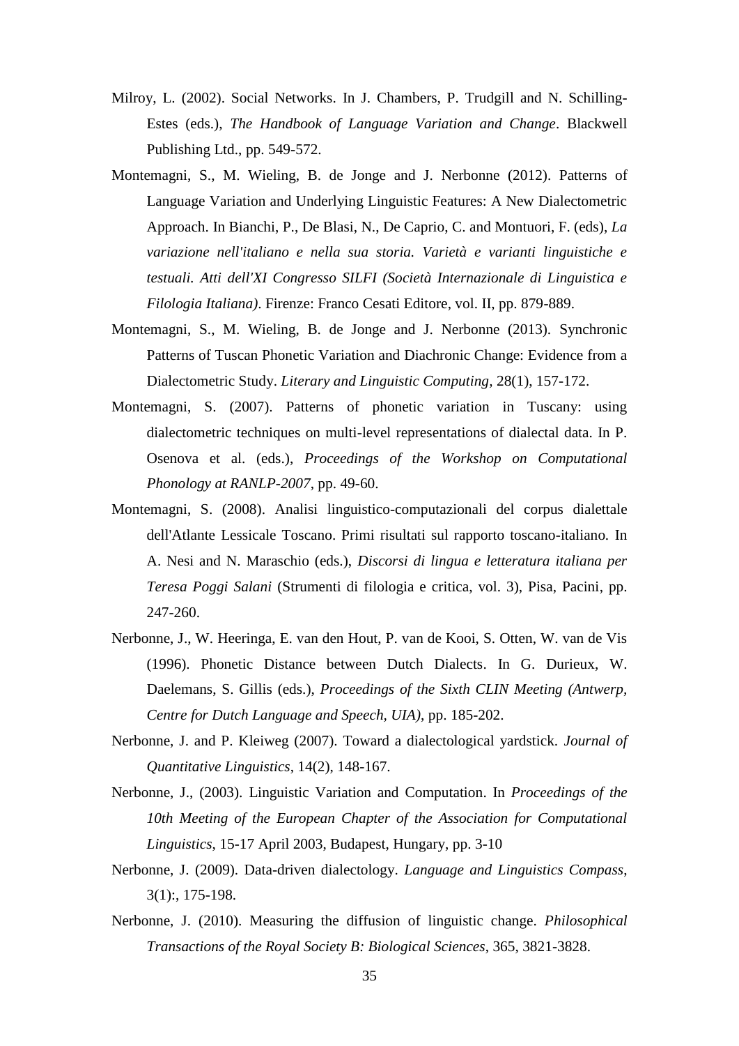Milroy, L. (2002). Social Networks. In J. Chambers, P. Trudgill and N. Schilling-Estes (eds.), *The Handbook of Language Variation and Change*. Blackwell Publishing Ltd., pp. 549-572.

Montemagni, S., M. Wieling, B. de Jonge and J. Nerbonne (2012). Patterns of Language Variation and Underlying Linguistic Features: A New Dialectometric Approach. In Bianchi, P., De Blasi, N., De Caprio, C. and Montuori, F. (eds), *La variazione nell'italiano e nella sua storia. Varietà e varianti linguistiche e testuali. Atti dell'XI Congresso SILFI (Società Internazionale di Linguistica e Filologia Italiana)*. Firenze: Franco Cesati Editore, vol. II, pp. 879-889.

Montemagni, S., M. Wieling, B. de Jonge and J. Nerbonne (2013). Synchronic Patterns of Tuscan Phonetic Variation and Diachronic Change: Evidence from a Dialectometric Study. *Literary and Linguistic Computing*, 28(1), 157-172.

Montemagni, S. (2007). Patterns of phonetic variation in Tuscany: using dialectometric techniques on multi-level representations of dialectal data. In P. Osenova et al. (eds.), *Proceedings of the Workshop on Computational Phonology at RANLP-2007*, pp. 49-60.

Montemagni, S. (2008). Analisi linguistico-computazionali del corpus dialettale dell'Atlante Lessicale Toscano. Primi risultati sul rapporto toscano-italiano. In A. Nesi and N. Maraschio (eds.), *Discorsi di lingua e letteratura italiana per Teresa Poggi Salani* (Strumenti di filologia e critica, vol. 3), Pisa, Pacini, pp. 247-260.

Nerbonne, J., W. Heeringa, E. van den Hout, P. van de Kooi, S. Otten, W. van de Vis (1996). Phonetic Distance between Dutch Dialects. In G. Durieux, W. Daelemans, S. Gillis (eds.), *Proceedings of the Sixth CLIN Meeting (Antwerp, Centre for Dutch Language and Speech, UIA)*, pp. 185-202.

Nerbonne, J. and P. Kleiweg (2007). Toward a dialectological yardstick. *Journal of Quantitative Linguistics*, 14(2), 148-167.

Nerbonne, J., (2003). Linguistic Variation and Computation. In *Proceedings of the 10th Meeting of the European Chapter of the Association for Computational Linguistics*, 15-17 April 2003, Budapest, Hungary, pp. 3-10

Nerbonne, J. (2009). Data-driven dialectology. *Language and Linguistics Compass*, 3(1):, 175-198.

Nerbonne, J. (2010). Measuring the diffusion of linguistic change. *Philosophical Transactions of the Royal Society B: Biological Sciences*, 365, 3821-3828.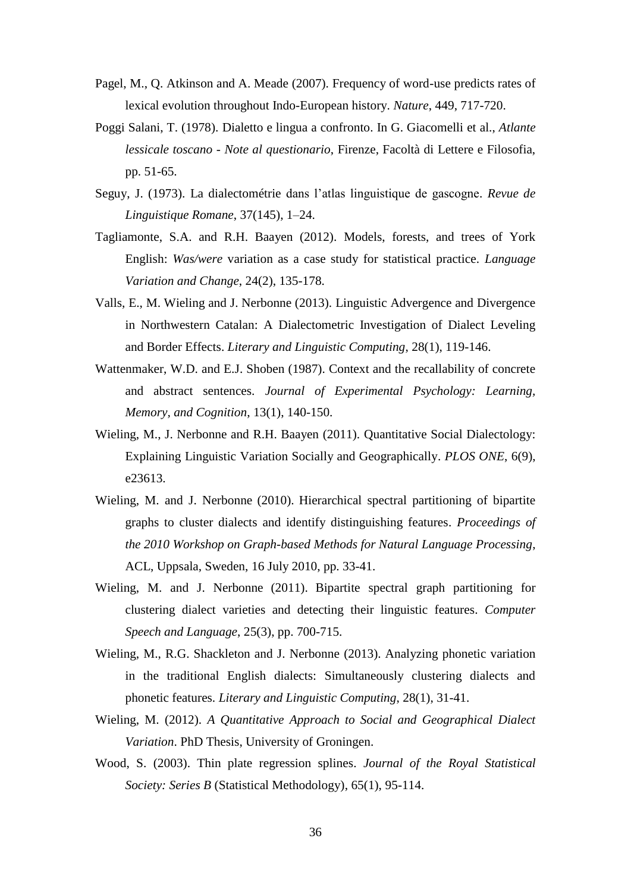Pagel, M., Q. Atkinson and A. Meade (2007). Frequency of word-use predicts rates of lexical evolution throughout Indo-European history. *Nature*, 449, 717-720.

Poggi Salani, T. (1978). Dialetto e lingua a confronto. In G. Giacomelli et al., *Atlante lessicale toscano - Note al questionario*, Firenze, Facoltà di Lettere e Filosofia, pp. 51-65.

Seguy, J. (1973). La dialectométrie dans l'atlas linguistique de gascogne. *Revue de Linguistique Romane*, 37(145), 1–24.

Tagliamonte, S.A. and R.H. Baayen (2012). Models, forests, and trees of York English: *Was/were* variation as a case study for statistical practice. *Language Variation and Change*, 24(2), 135-178.

Valls, E., M. Wieling and J. Nerbonne (2013). Linguistic Advergence and Divergence in Northwestern Catalan: A Dialectometric Investigation of Dialect Leveling and Border Effects. *Literary and Linguistic Computing*, 28(1), 119-146.

Wattenmaker, W.D. and E.J. Shoben (1987). Context and the recallability of concrete and abstract sentences. *Journal of Experimental Psychology: Learning, Memory, and Cognition*, 13(1), 140-150.

Wieling, M., J. Nerbonne and R.H. Baayen (2011). Quantitative Social Dialectology: Explaining Linguistic Variation Socially and Geographically. *PLOS ONE*, 6(9), e23613.

Wieling, M. and J. Nerbonne (2010). Hierarchical spectral partitioning of bipartite graphs to cluster dialects and identify distinguishing features. *Proceedings of the 2010 Workshop on Graph-based Methods for Natural Language Processing*, ACL, Uppsala, Sweden, 16 July 2010, pp. 33-41.

Wieling, M. and J. Nerbonne (2011). Bipartite spectral graph partitioning for clustering dialect varieties and detecting their linguistic features. *Computer Speech and Language*, 25(3), pp. 700-715.

Wieling, M., R.G. Shackleton and J. Nerbonne (2013). Analyzing phonetic variation in the traditional English dialects: Simultaneously clustering dialects and phonetic features. *Literary and Linguistic Computing*, 28(1), 31-41.

Wieling, M. (2012). *A Quantitative Approach to Social and Geographical Dialect Variation*. PhD Thesis, University of Groningen.

Wood, S. (2003). Thin plate regression splines. *Journal of the Royal Statistical Society: Series B* (Statistical Methodology), 65(1), 95-114.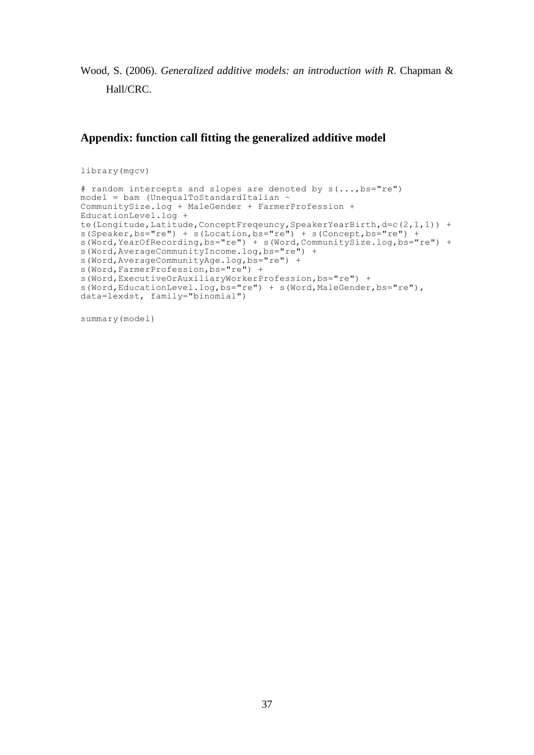Wood, S. (2006). *Generalized additive models: an introduction with R*. Chapman & Hall/CRC.

## Appendix: function call fitting the generalized additive model

```
library(mgcv)

# random intercepts and slopes are denoted by s(...,bs="re")
model = bam (UnequalToStandardItalian ~
CommunitySize.log + MaleGender + FarmerProfession +
EducationLevel.log +
te(Longitude,Latitude,ConceptFreqeuncy,SpeakerYearBirth,d=c(2,1,1)) +
s(Speaker,bs="re") + s(Location,bs="re") + s(Concept,bs="re") +
s(Word,YearOfRecording,bs="re") + s(Word,CommunitySize.log,bs="re") +
s(Word,AverageCommunityIncome.log,bs="re") +
s(Word,AverageCommunityAge.log,bs="re") +
s(Word,FarmerProfession,bs="re") +
s(Word,ExecutiveOrAuxiliaryWorkerProfession,bs="re") +
s(Word,EducationLevel.log,bs="re") + s(Word,MaleGender,bs="re"),
data=lexdst, family="binomial")

summary(model)
```